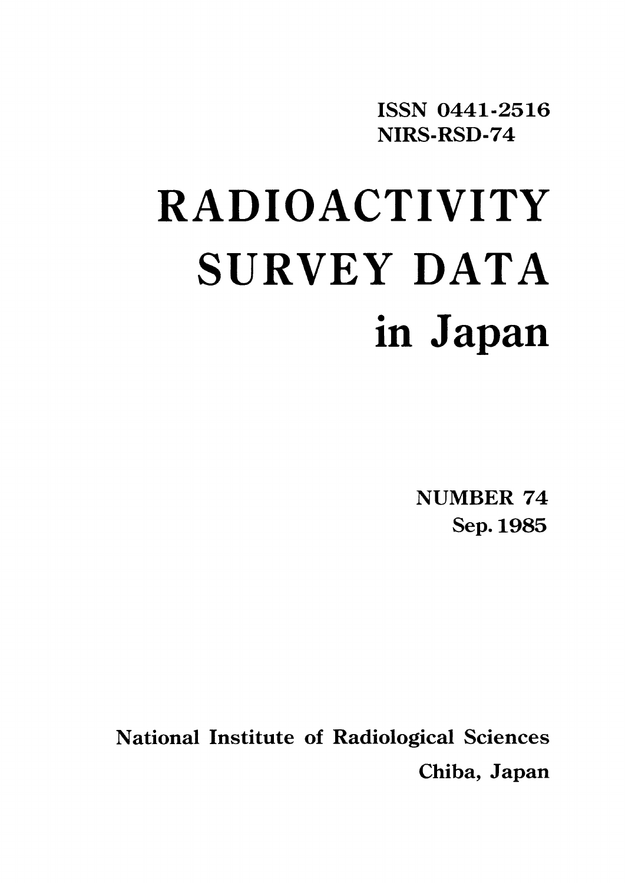ISSN 0441-2516
NIRS-RSD-74

# RADIOACTIVITY SURVEY DATA in Japan

NUMBER 74
Sep. 1985

National Institute of Radiological Sciences
Chiba, Japan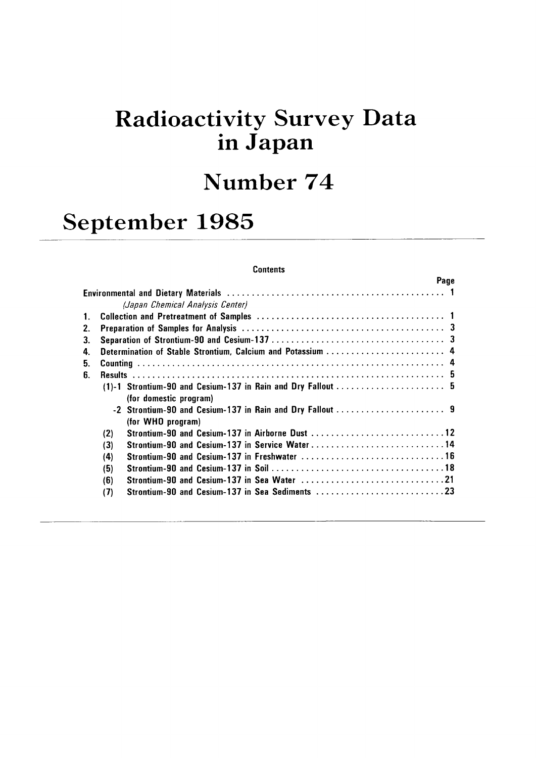# Radioactivity Survey Data in Japan

# Number 74

# September 1985

**Contents**

| | Page |
|---|---|
| Environmental and Dietary Materials | 1 |
| *(Japan Chemical Analysis Center)* | |
| 1. Collection and Pretreatment of Samples | 1 |
| 2. Preparation of Samples for Analysis | 3 |
| 3. Separation of Strontium-90 and Cesium-137 | 3 |
| 4. Determination of Stable Strontium, Calcium and Potassium | 4 |
| 5. Counting | 4 |
| 6. Results | 5 |
| (1)-1 Strontium-90 and Cesium-137 in Rain and Dry Fallout (for domestic program) | 5 |
| -2 Strontium-90 and Cesium-137 in Rain and Dry Fallout (for WHO program) | 9 |
| (2) Strontium-90 and Cesium-137 in Airborne Dust | 12 |
| (3) Strontium-90 and Cesium-137 in Service Water | 14 |
| (4) Strontium-90 and Cesium-137 in Freshwater | 16 |
| (5) Strontium-90 and Cesium-137 in Soil | 18 |
| (6) Strontium-90 and Cesium-137 in Sea Water | 21 |
| (7) Strontium-90 and Cesium-137 in Sea Sediments | 23 |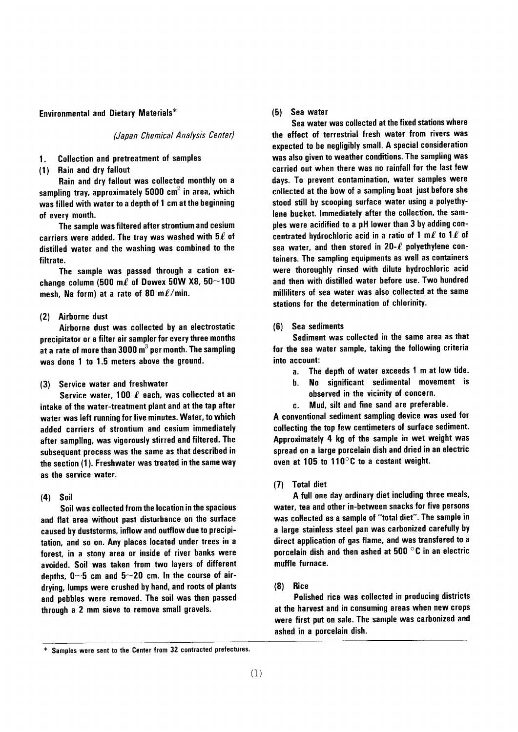## Environmental and Dietary Materials*

*(Japan Chemical Analysis Center)*

### 1. Collection and pretreatment of samples

#### (1) Rain and dry fallout

Rain and dry fallout was collected monthly on a sampling tray, approximately 5000 $cm^2$ in area, which was filled with water to a depth of 1 cm at the beginning of every month.

The sample was filtered after strontium and cesium carriers were added. The tray was washed with 5ℓ of distilled water and the washing was combined to the filtrate.

The sample was passed through a cation exchange column (500 mℓ of Dowex 50W X8, 50~100 mesh, Na form) at a rate of 80 mℓ/min.

#### (2) Airborne dust

Airborne dust was collected by an electrostatic precipitator or a filter air sampler for every three months at a rate of more than 3000 $m^3$ per month. The sampling was done 1 to 1.5 meters above the ground.

#### (3) Service water and freshwater

Service water, 100 ℓ each, was collected at an intake of the water-treatment plant and at the tap after water was left running for five minutes. Water, to which added carriers of strontium and cesium immediately after samplIng, was vigorously stirred and filtered. The subsequent process was the same as that described in the section (1). Freshwater was treated in the same way as the service water.

#### (4) Soil

Soil was collected from the location in the spacious and flat area without past disturbance on the surface caused by duststorms, inflow and outflow due to precipitation, and so on. Any places located under trees in a forest, in a stony area or inside of river banks were avoided. Soil was taken from two layers of different depths, 0~5 cm and 5~20 cm. In the course of air-drying, lumps were crushed by hand, and roots of plants and pebbles were removed. The soil was then passed through a 2 mm sieve to remove small gravels.

#### (5) Sea water

Sea water was collected at the fixed stations where the effect of terrestrial fresh water from rivers was expected to be negligibly small. A special consideration was also given to weather conditions. The sampling was carried out when there was no rainfall for the last few days. To prevent contamination, water samples were collected at the bow of a sampling boat just before she stood still by scooping surface water using a polyethylene bucket. Immediately after the collection, the samples were acidified to a pH lower than 3 by adding concentrated hydrochloric acid in a ratio of 1 mℓ to 1 ℓ of sea water, and then stored in 20-ℓ polyethylene containers. The sampling equipments as well as containers were thoroughly rinsed with dilute hydrochloric acid and then with distilled water before use. Two hundred milliliters of sea water was also collected at the same stations for the determination of chlorinity.

#### (6) Sea sediments

Sediment was collected in the same area as that for the sea water sample, taking the following criteria into account:

a. The depth of water exceeds 1 m at low tide.
b. No significant sedimental movement is observed in the vicinity of concern.
c. Mud, silt and fine sand are preferable.

A conventional sediment sampling device was used for collecting the top few centimeters of surface sediment. Approximately 4 kg of the sample in wet weight was spread on a large porcelain dish and dried in an electric oven at 105 to 110°C to a costant weight.

#### (7) Total diet

A full one day ordinary diet including three meals, water, tea and other in-betweeen snacks for five persons was collected as a sample of "total diet". The sample in a large stainless steel pan was carbonized carefully by direct application of gas flame, and was transfered to a porcelain dish and then ashed at 500 °C in an electric muffle furnace.

#### (8) Rice

Polished rice was collected in producing districts at the harvest and in consuming areas when new crops were first put on sale. The sample was carbonized and ashed in a porcelain dish.

---

\* Samples were sent to the Center from 32 contracted prefectures.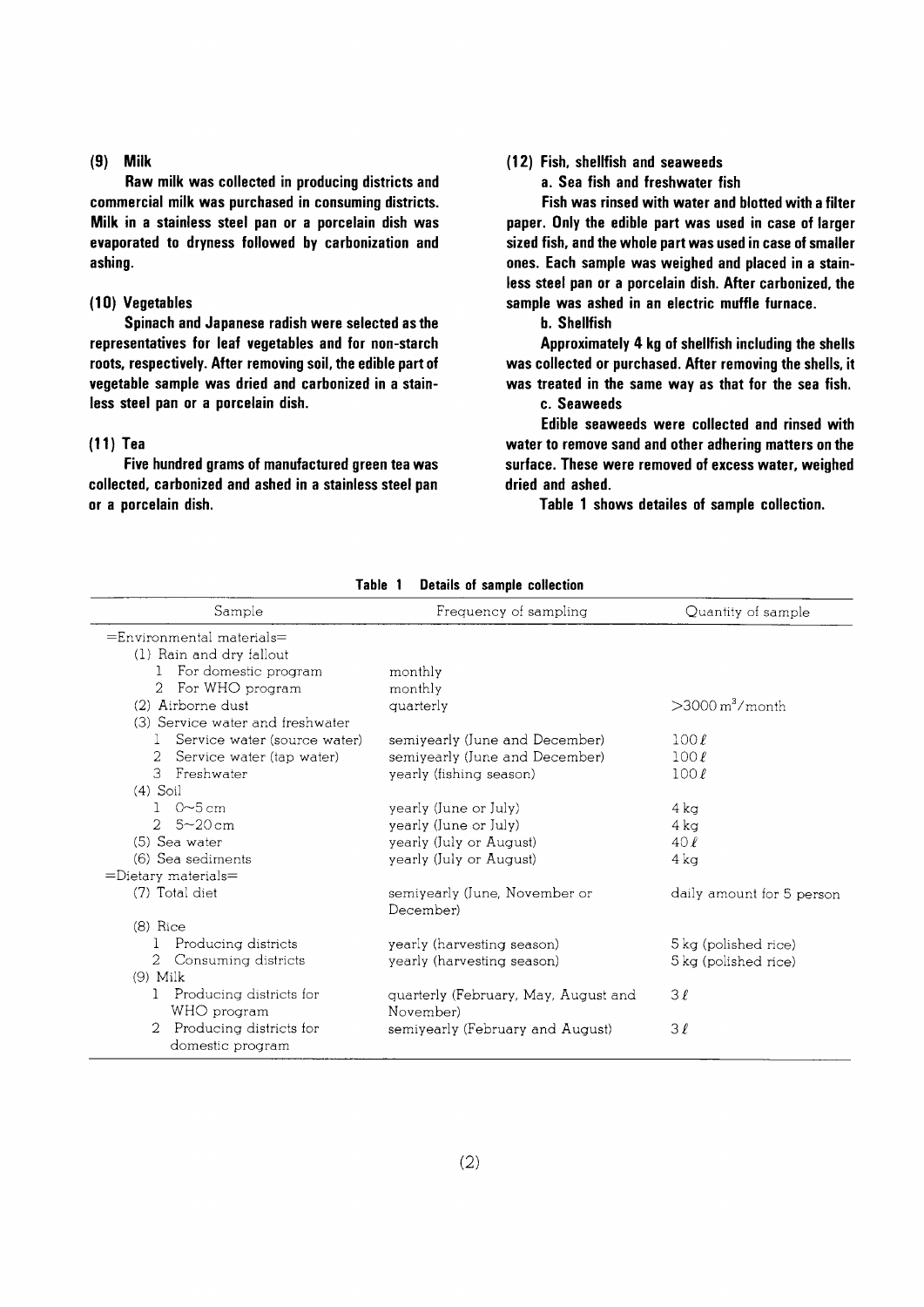### (9) Milk

**Raw milk was collected in producing districts and commercial milk was purchased in consuming districts. Milk in a stainless steel pan or a porcelain dish was evaporated to dryness followed by carbonization and ashing.**

### (10) Vegetables

**Spinach and Japanese radish were selected as the representatives for leaf vegetables and for non-starch roots, respectively. After removing soil, the edible part of vegetable sample was dried and carbonized in a stainless steel pan or a porcelain dish.**

### (11) Tea

**Five hundred grams of manufactured green tea was collected, carbonized and ashed in a stainless steel pan or a porcelain dish.**

### (12) Fish, shellfish and seaweeds

**a. Sea fish and freshwater fish**

**Fish was rinsed with water and blotted with a filter paper. Only the edible part was used in case of larger sized fish, and the whole part was used in case of smaller ones. Each sample was weighed and placed in a stainless steel pan or a porcelain dish. After carbonized, the sample was ashed in an electric muffle furnace.**

**b. Shellfish**

**Approximately 4 kg of shellfish including the shells was collected or purchased. After removing the shells, it was treated in the same way as that for the sea fish.**

**c. Seaweeds**

**Edible seaweeds were collected and rinsed with water to remove sand and other adhering matters on the surface. These were removed of excess water, weighed dried and ashed.**

**Table 1 shows detailes of sample collection.**

**Table 1 Details of sample collection**

| Sample | Frequency of sampling | Quantity of sample |
|---|---|---|
| =Environmental materials= | | |
| (1) Rain and dry fallout | | |
| 1 For domestic program | monthly | |
| 2 For WHO program | monthly | |
| (2) Airborne dust | quarterly | >3000 $m^3$/month |
| (3) Service water and freshwater | | |
| 1 Service water (source water) | semiyearly (June and December) | 100 ℓ |
| 2 Service water (tap water) | semiyearly (June and December) | 100 ℓ |
| 3 Freshwater | yearly (fishing season) | 100 ℓ |
| (4) Soil | | |
| 1 0~5 cm | yearly (June or July) | 4 kg |
| 2 5~20 cm | yearly (June or July) | 4 kg |
| (5) Sea water | yearly (July or August) | 40 ℓ |
| (6) Sea sediments | yearly (July or August) | 4 kg |
| =Dietary materials= | | |
| (7) Total diet | semiyearly (June, November or December) | daily amount for 5 person |
| (8) Rice | | |
| 1 Producing districts | yearly (harvesting season) | 5 kg (polished rice) |
| 2 Consuming districts | yearly (harvesting season) | 5 kg (polished rice) |
| (9) Milk | | |
| 1 Producing districts for WHO program | quarterly (February, May, August and November) | 3 ℓ |
| 2 Producing districts for domestic program | semiyearly (February and August) | 3 ℓ |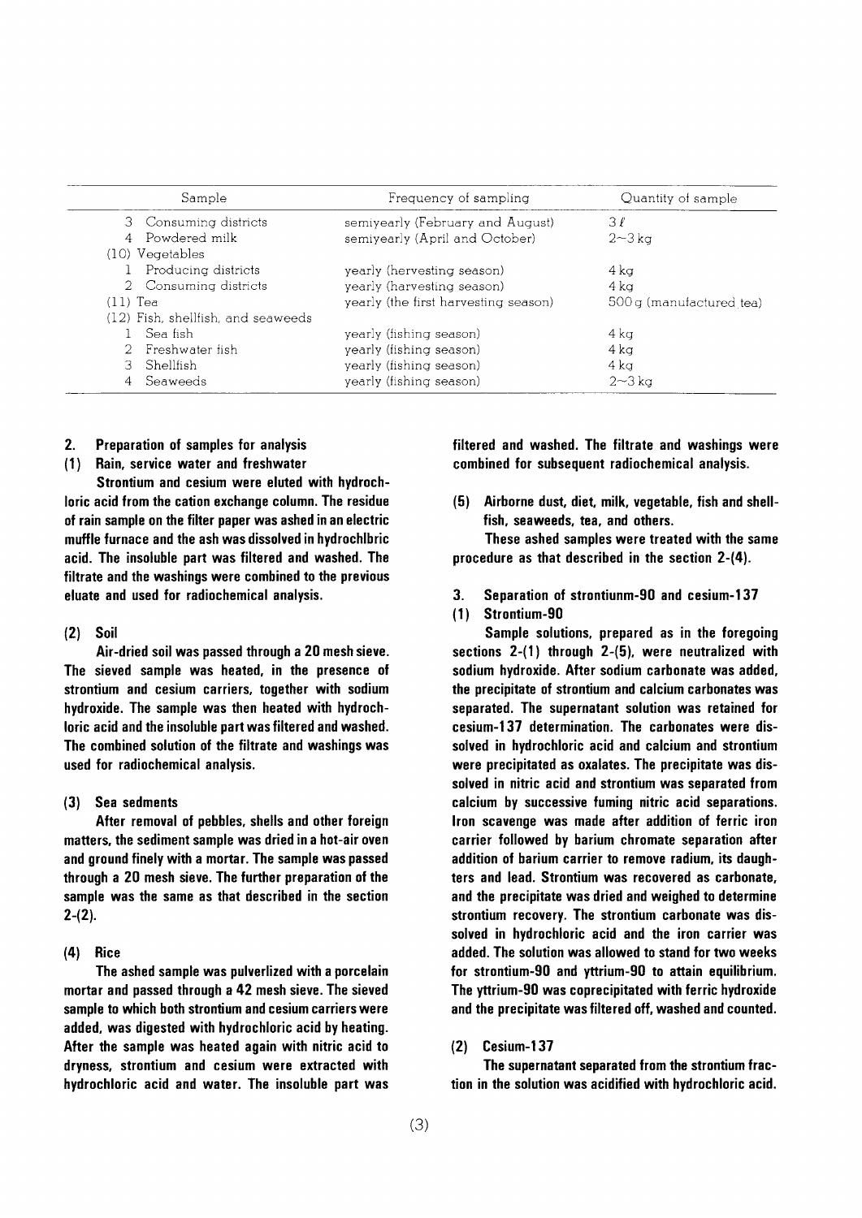| Sample | Frequency of sampling | Quantity of sample |
|---|---|---|
| 3 Consuming districts | semiyearly (February and August) | 3 ℓ |
| 4 Powdered milk | semiyearly (April and October) | 2~3 kg |
| (10) Vegetables | | |
| 1 Producing districts | yearly (hervesting season) | 4 kg |
| 2 Consuming districts | yearly (harvesting season) | 4 kg |
| (11) Tea | yearly (the first harvesting season) | 500 g (manufactured tea) |
| (12) Fish, shellfish, and seaweeds | | |
| 1 Sea fish | yearly (fishing season) | 4 kg |
| 2 Freshwater fish | yearly (fishing season) | 4 kg |
| 3 Shellfish | yearly (fishing season) | 4 kg |
| 4 Seaweeds | yearly (fishing season) | 2~3 kg |

## 2. Preparation of samples for analysis

### (1) Rain, service water and freshwater

Strontium and cesium were eluted with hydrochloric acid from the cation exchange column. The residue of rain sample on the filter paper was ashed in an electric muffle furnace and the ash was dissolved in hydrochlbric acid. The insoluble part was filtered and washed. The filtrate and the washings were combined to the previous eluate and used for radiochemical analysis.

### (2) Soil

Air-dried soil was passed through a 20 mesh sieve. The sieved sample was heated, in the presence of strontium and cesium carriers, together with sodium hydroxide. The sample was then heated with hydrochloric acid and the insoluble part was filtered and washed. The combined solution of the filtrate and washings was used for radiochemical analysis.

### (3) Sea sedments

After removal of pebbles, shells and other foreign matters, the sediment sample was dried in a hot-air oven and ground finely with a mortar. The sample was passed through a 20 mesh sieve. The further preparation of the sample was the same as that described in the section 2-(2).

### (4) Rice

The ashed sample was pulverlized with a porcelain mortar and passed through a 42 mesh sieve. The sieved sample to which both strontium and cesium carriers were added, was digested with hydrochloric acid by heating. After the sample was heated again with nitric acid to dryness, strontium and cesium were extracted with hydrochloric acid and water. The insoluble part was filtered and washed. The filtrate and washings were combined for subsequent radiochemical analysis.

### (5) Airborne dust, diet, milk, vegetable, fish and shellfish, seaweeds, tea, and others.

These ashed samples were treated with the same procedure as that described in the section 2-(4).

## 3. Separation of strontiunm-90 and cesium-137

### (1) Strontium-90

Sample solutions, prepared as in the foregoing sections 2-(1) through 2-(5), were neutralized with sodium hydroxide. After sodium carbonate was added, the precipitate of strontium and calcium carbonates was separated. The supernatant solution was retained for cesium-137 determination. The carbonates were dissolved in hydrochloric acid and calcium and strontium were precipitated as oxalates. The precipitate was dissolved in nitric acid and strontium was separated from calcium by successive fuming nitric acid separations. Iron scavenge was made after addition of ferric iron carrier followed by barium chromate separation after addition of barium carrier to remove radium, its daughters and lead. Strontium was recovered as carbonate, and the precipitate was dried and weighed to determine strontium recovery. The strontium carbonate was dissolved in hydrochloric acid and the iron carrier was added. The solution was allowed to stand for two weeks for strontium-90 and yttrium-90 to attain equilibrium. The yttrium-90 was coprecipitated with ferric hydroxide and the precipitate was filtered off, washed and counted.

### (2) Cesium-137

The supernatant separated from the strontium fraction in the solution was acidified with hydrochloric acid.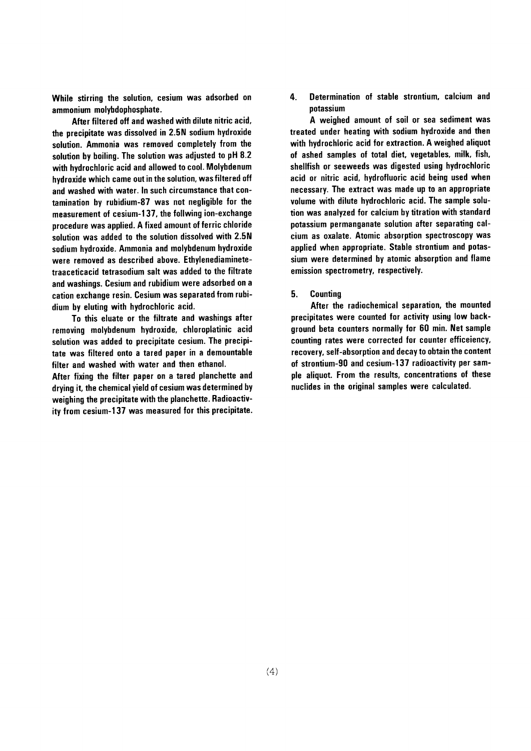While stirring the solution, cesium was adsorbed on ammonium molybdophosphate.

After filtered off and washed with dilute nitric acid, the precipitate was dissolved in 2.5N sodium hydroxide solution. Ammonia was removed completely from the solution by boiling. The solution was adjusted to pH 8.2 with hydrochloric acid and allowed to cool. Molybdenum hydroxide which came out in the solution, was filtered off and washed with water. In such circumstance that contamination by rubidium-87 was not negligible for the measurement of cesium-137, the follwing ion-exchange procedure was applied. A fixed amount of ferric chloride solution was added to the solution dissolved with 2.5N sodium hydroxide. Ammonia and molybdenum hydroxide were removed as described above. Ethylenediaminetetraaceticacid tetrasodium salt was added to the filtrate and washings. Cesium and rubidium were adsorbed on a cation exchange resin. Cesium was separated from rubidium by eluting with hydrochloric acid.

To this eluate or the filtrate and washings after removing molybdenum hydroxide, chloroplatinic acid solution was added to precipitate cesium. The precipitate was filtered onto a tared paper in a demountable filter and washed with water and then ethanol.

After fixing the filter paper on a tared planchette and drying it, the chemical yield of cesium was determined by weighing the precipitate with the planchette. Radioactivity from cesium-137 was measured for this precipitate.

## 4. Determination of stable strontium, calcium and potassium

A weighed amount of soil or sea sediment was treated under heating with sodium hydroxide and then with hydrochloric acid for extraction. A weighed aliquot of ashed samples of total diet, vegetables, milk, fish, shellfish or seaweeds was digested using hydrochloric acid or nitric acid, hydrofluoric acid being used when necessary. The extract was made up to an appropriate volume with dilute hydrochloric acid. The sample solution was analyzed for calcium by titration with standard potassium permanganate solution after separating calcium as oxalate. Atomic absorption spectroscopy was applied when appropriate. Stable strontium and potassium were determined by atomic absorption and flame emission spectrometry, respectively.

## 5. Counting

After the radiochemical separation, the mounted precipitates were counted for activity using low background beta counters normally for 60 min. Net sample counting rates were corrected for counter efficeiency, recovery, self-absorption and decay to obtain the content of strontium-90 and cesium-137 radioactivity per sample aliquot. From the results, concentrations of these nuclides in the original samples were calculated.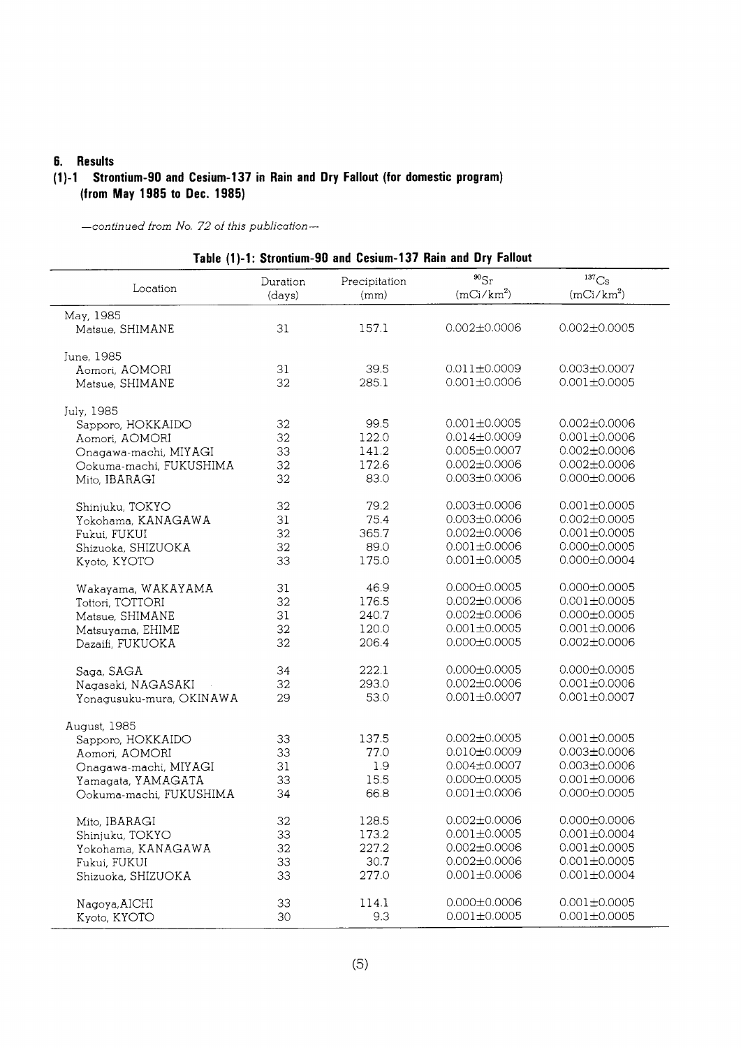# 6. Results

## (1)-1 Strontium-90 and Cesium-137 in Rain and Dry Fallout (for domestic program) (from May 1985 to Dec. 1985)

*—continued from No. 72 of this publication—*

**Table (1)-1: Strontium-90 and Cesium-137 Rain and Dry Fallout**

| Location | Duration (days) | Precipitation (mm) | $^{90}Sr$ ($mCi/km^2$) | $^{137}Cs$ ($mCi/km^2$) |
|---|---|---|---|---|
| May, 1985 | | | | |
| Matsue, SHIMANE | 31 | 157.1 | 0.002±0.0006 | 0.002±0.0005 |
| June, 1985 | | | | |
| Aomori, AOMORI | 31 | 39.5 | 0.011±0.0009 | 0.003±0.0007 |
| Matsue, SHIMANE | 32 | 285.1 | 0.001±0.0006 | 0.001±0.0005 |
| July, 1985 | | | | |
| Sapporo, HOKKAIDO | 32 | 99.5 | 0.001±0.0005 | 0.002±0.0006 |
| Aomori, AOMORI | 32 | 122.0 | 0.014±0.0009 | 0.001±0.0006 |
| Onagawa-machi, MIYAGI | 33 | 141.2 | 0.005±0.0007 | 0.002±0.0006 |
| Ookuma-machi, FUKUSHIMA | 32 | 172.6 | 0.002±0.0006 | 0.002±0.0006 |
| Mito, IBARAGI | 32 | 83.0 | 0.003±0.0006 | 0.000±0.0006 |
| Shinjuku, TOKYO | 32 | 79.2 | 0.003±0.0006 | 0.001±0.0005 |
| Yokohama, KANAGAWA | 31 | 75.4 | 0.003±0.0006 | 0.002±0.0005 |
| Fukui, FUKUI | 32 | 365.7 | 0.002±0.0006 | 0.001±0.0005 |
| Shizuoka, SHIZUOKA | 32 | 89.0 | 0.001±0.0006 | 0.000±0.0005 |
| Kyoto, KYOTO | 33 | 175.0 | 0.001±0.0005 | 0.000±0.0004 |
| Wakayama, WAKAYAMA | 31 | 46.9 | 0.000±0.0005 | 0.000±0.0005 |
| Tottori, TOTTORI | 32 | 176.5 | 0.002±0.0006 | 0.001±0.0005 |
| Matsue, SHIMANE | 31 | 240.7 | 0.002±0.0006 | 0.000±0.0005 |
| Matsuyama, EHIME | 32 | 120.0 | 0.001±0.0005 | 0.001±0.0006 |
| Dazaifi, FUKUOKA | 32 | 206.4 | 0.000±0.0005 | 0.002±0.0006 |
| Saga, SAGA | 34 | 222.1 | 0.000±0.0005 | 0.000±0.0005 |
| Nagasaki, NAGASAKI | 32 | 293.0 | 0.002±0.0006 | 0.001±0.0006 |
| Yonagusuku-mura, OKINAWA | 29 | 53.0 | 0.001±0.0007 | 0.001±0.0007 |
| August, 1985 | | | | |
| Sapporo, HOKKAIDO | 33 | 137.5 | 0.002±0.0005 | 0.001±0.0005 |
| Aomori, AOMORI | 33 | 77.0 | 0.010±0.0009 | 0.003±0.0006 |
| Onagawa-machi, MIYAGI | 31 | 1.9 | 0.004±0.0007 | 0.003±0.0006 |
| Yamagata, YAMAGATA | 33 | 15.5 | 0.000±0.0005 | 0.001±0.0006 |
| Ookuma-machi, FUKUSHIMA | 34 | 66.8 | 0.001±0.0006 | 0.000±0.0005 |
| Mito, IBARAGI | 32 | 128.5 | 0.002±0.0006 | 0.000±0.0006 |
| Shinjuku, TOKYO | 33 | 173.2 | 0.001±0.0005 | 0.001±0.0004 |
| Yokohama, KANAGAWA | 32 | 227.2 | 0.002±0.0006 | 0.001±0.0005 |
| Fukui, FUKUI | 33 | 30.7 | 0.002±0.0006 | 0.001±0.0005 |
| Shizuoka, SHIZUOKA | 33 | 277.0 | 0.001±0.0006 | 0.001±0.0004 |
| Nagoya,AICHI | 33 | 114.1 | 0.000±0.0006 | 0.001±0.0005 |
| Kyoto, KYOTO | 30 | 9.3 | 0.001±0.0005 | 0.001±0.0005 |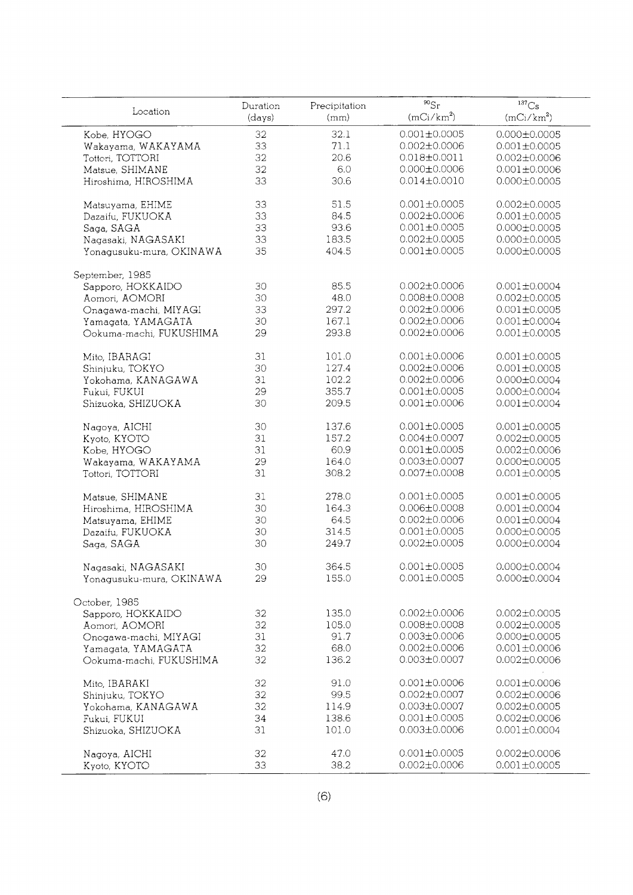| Location | Duration (days) | Precipitation (mm) | $^{90}Sr$ ($mCi/km^2$) | $^{137}Cs$ ($mCi/km^2$) |
|---|---|---|---|---|
| Kobe, HYOGO | 32 | 32.1 | 0.001±0.0005 | 0.000±0.0005 |
| Wakayama, WAKAYAMA | 33 | 71.1 | 0.002±0.0006 | 0.001±0.0005 |
| Tottori, TOTTORI | 32 | 20.6 | 0.018±0.0011 | 0.002±0.0006 |
| Matsue, SHIMANE | 32 | 6.0 | 0.000±0.0006 | 0.001±0.0006 |
| Hiroshima, HIROSHIMA | 33 | 30.6 | 0.014±0.0010 | 0.000±0.0005 |
| Matsuyama, EHIME | 33 | 51.5 | 0.001±0.0005 | 0.002±0.0005 |
| Dazaifu, FUKUOKA | 33 | 84.5 | 0.002±0.0006 | 0.001±0.0005 |
| Saga, SAGA | 33 | 93.6 | 0.001±0.0005 | 0.000±0.0005 |
| Nagasaki, NAGASAKI | 33 | 183.5 | 0.002±0.0005 | 0.000±0.0005 |
| Yonagusuku-mura, OKINAWA | 35 | 404.5 | 0.001±0.0005 | 0.000±0.0005 |
| September, 1985 | | | | |
| Sapporo, HOKKAIDO | 30 | 85.5 | 0.002±0.0006 | 0.001±0.0004 |
| Aomori, AOMORI | 30 | 48.0 | 0.008±0.0008 | 0.002±0.0005 |
| Onagawa-machi, MIYAGI | 33 | 297.2 | 0.002±0.0006 | 0.001±0.0005 |
| Yamagata, YAMAGATA | 30 | 167.1 | 0.002±0.0006 | 0.001±0.0004 |
| Ookuma-machi, FUKUSHIMA | 29 | 293.8 | 0.002±0.0006 | 0.001±0.0005 |
| Mito, IBARAGI | 31 | 101.0 | 0.001±0.0006 | 0.001±0.0005 |
| Shinjuku, TOKYO | 30 | 127.4 | 0.002±0.0006 | 0.001±0.0005 |
| Yokohama, KANAGAWA | 31 | 102.2 | 0.002±0.0006 | 0.000±0.0004 |
| Fukui, FUKUI | 29 | 355.7 | 0.001±0.0005 | 0.000±0.0004 |
| Shizuoka, SHIZUOKA | 30 | 209.5 | 0.001±0.0006 | 0.001±0.0004 |
| Nagoya, AICHI | 30 | 137.6 | 0.001±0.0005 | 0.001±0.0005 |
| Kyoto, KYOTO | 31 | 157.2 | 0.004±0.0007 | 0.002±0.0005 |
| Kobe, HYOGO | 31 | 60.9 | 0.001±0.0005 | 0.002±0.0006 |
| Wakayama, WAKAYAMA | 29 | 164.0 | 0.003±0.0007 | 0.000±0.0005 |
| Tottori, TOTTORI | 31 | 308.2 | 0.007±0.0008 | 0.001±0.0005 |
| Matsue, SHIMANE | 31 | 278.0 | 0.001±0.0005 | 0.001±0.0005 |
| Hiroshima, HIROSHIMA | 30 | 164.3 | 0.006±0.0008 | 0.001±0.0004 |
| Matsuyama, EHIME | 30 | 64.5 | 0.002±0.0006 | 0.001±0.0004 |
| Dazaifu, FUKUOKA | 30 | 314.5 | 0.001±0.0005 | 0.000±0.0005 |
| Saga, SAGA | 30 | 249.7 | 0.002±0.0005 | 0.000±0.0004 |
| Nagasaki, NAGASAKI | 30 | 364.5 | 0.001±0.0005 | 0.000±0.0004 |
| Yonagusuku-mura, OKINAWA | 29 | 155.0 | 0.001±0.0005 | 0.000±0.0004 |
| October, 1985 | | | | |
| Sapporo, HOKKAIDO | 32 | 135.0 | 0.002±0.0006 | 0.002±0.0005 |
| Aomori, AOMORI | 32 | 105.0 | 0.008±0.0008 | 0.002±0.0005 |
| Onogawa-machi, MIYAGI | 31 | 91.7 | 0.003±0.0006 | 0.000±0.0005 |
| Yamagata, YAMAGATA | 32 | 68.0 | 0.002±0.0006 | 0.001±0.0006 |
| Ookuma-machi, FUKUSHIMA | 32 | 136.2 | 0.003±0.0007 | 0.002±0.0006 |
| Mito, IBARAKI | 32 | 91.0 | 0.001±0.0006 | 0.001±0.0006 |
| Shinjuku, TOKYO | 32 | 99.5 | 0.002±0.0007 | 0.002±0.0006 |
| Yokohama, KANAGAWA | 32 | 114.9 | 0.003±0.0007 | 0.002±0.0005 |
| Fukui, FUKUI | 34 | 138.6 | 0.001±0.0005 | 0.002±0.0006 |
| Shizuoka, SHIZUOKA | 31 | 101.0 | 0.003±0.0006 | 0.001±0.0004 |
| Nagoya, AICHI | 32 | 47.0 | 0.001±0.0005 | 0.002±0.0006 |
| Kyoto, KYOTO | 33 | 38.2 | 0.002±0.0006 | 0.001±0.0005 |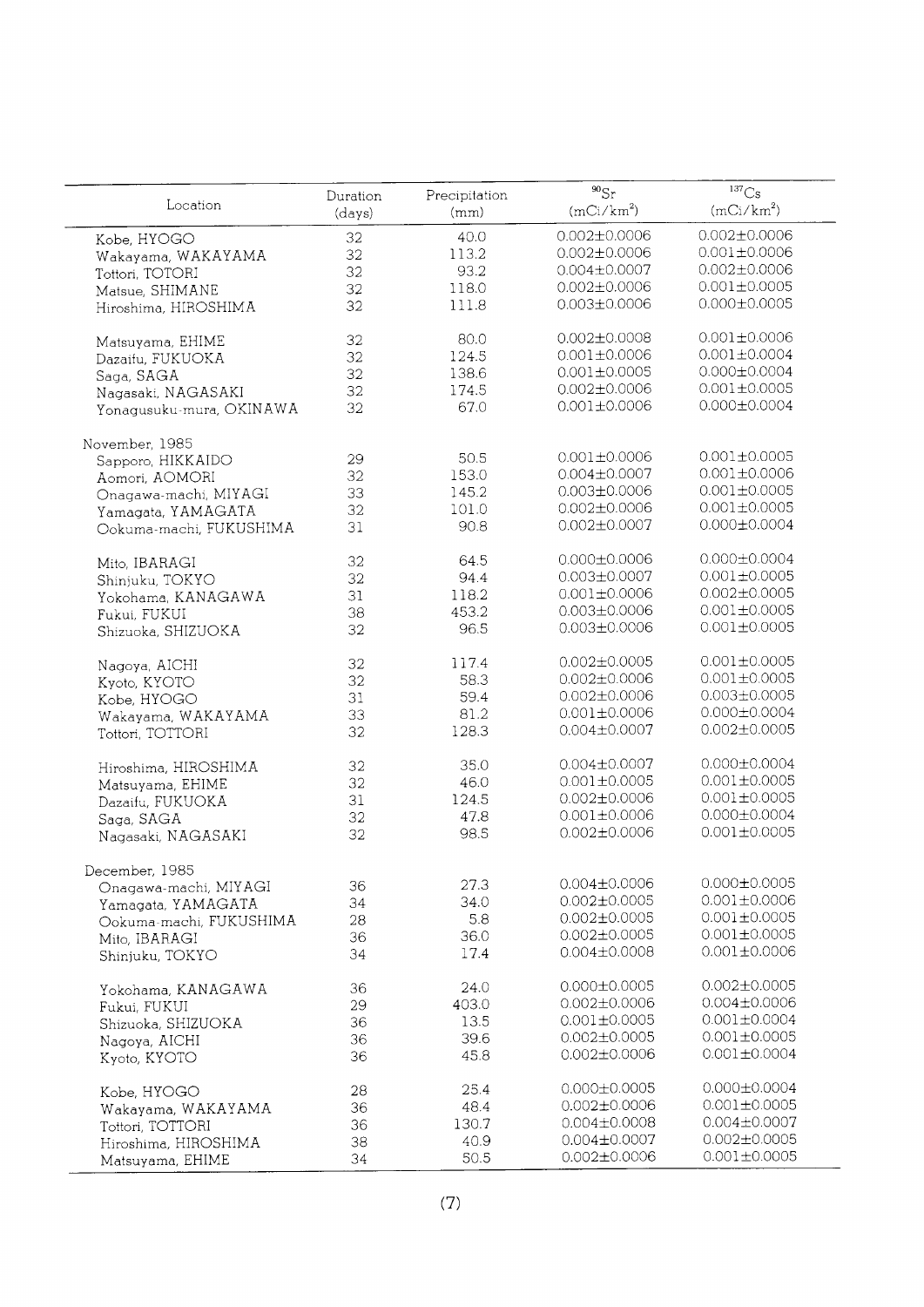| Location | Duration (days) | Precipitation (mm) | $^{90}Sr$ ($mCi/km^2$) | $^{137}Cs$ ($mCi/km^2$) |
|---|---|---|---|---|
| Kobe, HYOGO | 32 | 40.0 | 0.002±0.0006 | 0.002±0.0006 |
| Wakayama, WAKAYAMA | 32 | 113.2 | 0.002±0.0006 | 0.001±0.0006 |
| Tottori, TOTORI | 32 | 93.2 | 0.004±0.0007 | 0.002±0.0006 |
| Matsue, SHIMANE | 32 | 118.0 | 0.002±0.0006 | 0.001±0.0005 |
| Hiroshima, HIROSHIMA | 32 | 111.8 | 0.003±0.0006 | 0.000±0.0005 |
| Matsuyama, EHIME | 32 | 80.0 | 0.002±0.0008 | 0.001±0.0006 |
| Dazaifu, FUKUOKA | 32 | 124.5 | 0.001±0.0006 | 0.001±0.0004 |
| Saga, SAGA | 32 | 138.6 | 0.001±0.0005 | 0.000±0.0004 |
| Nagasaki, NAGASAKI | 32 | 174.5 | 0.002±0.0006 | 0.001±0.0005 |
| Yonagusuku-mura, OKINAWA | 32 | 67.0 | 0.001±0.0006 | 0.000±0.0004 |
| November, 1985 | | | | |
| Sapporo, HIKKAIDO | 29 | 50.5 | 0.001±0.0006 | 0.001±0.0005 |
| Aomori, AOMORI | 32 | 153.0 | 0.004±0.0007 | 0.001±0.0006 |
| Onagawa-machi, MIYAGI | 33 | 145.2 | 0.003±0.0006 | 0.001±0.0005 |
| Yamagata, YAMAGATA | 32 | 101.0 | 0.002±0.0006 | 0.001±0.0005 |
| Ookuma-machi, FUKUSHIMA | 31 | 90.8 | 0.002±0.0007 | 0.000±0.0004 |
| Mito, IBARAGI | 32 | 64.5 | 0.000±0.0006 | 0.000±0.0004 |
| Shinjuku, TOKYO | 32 | 94.4 | 0.003±0.0007 | 0.001±0.0005 |
| Yokohama, KANAGAWA | 31 | 118.2 | 0.001±0.0006 | 0.002±0.0005 |
| Fukui, FUKUI | 38 | 453.2 | 0.003±0.0006 | 0.001±0.0005 |
| Shizuoka, SHIZUOKA | 32 | 96.5 | 0.003±0.0006 | 0.001±0.0005 |
| Nagoya, AICHI | 32 | 117.4 | 0.002±0.0005 | 0.001±0.0005 |
| Kyoto, KYOTO | 32 | 58.3 | 0.002±0.0006 | 0.001±0.0005 |
| Kobe, HYOGO | 31 | 59.4 | 0.002±0.0006 | 0.003±0.0005 |
| Wakayama, WAKAYAMA | 33 | 81.2 | 0.001±0.0006 | 0.000±0.0004 |
| Tottori, TOTTORI | 32 | 128.3 | 0.004±0.0007 | 0.002±0.0005 |
| Hiroshima, HIROSHIMA | 32 | 35.0 | 0.004±0.0007 | 0.000±0.0004 |
| Matsuyama, EHIME | 32 | 46.0 | 0.001±0.0005 | 0.001±0.0005 |
| Dazaifu, FUKUOKA | 31 | 124.5 | 0.002±0.0006 | 0.001±0.0005 |
| Saga, SAGA | 32 | 47.8 | 0.001±0.0006 | 0.000±0.0004 |
| Nagasaki, NAGASAKI | 32 | 98.5 | 0.002±0.0006 | 0.001±0.0005 |
| December, 1985 | | | | |
| Onagawa-machi, MIYAGI | 36 | 27.3 | 0.004±0.0006 | 0.000±0.0005 |
| Yamagata, YAMAGATA | 34 | 34.0 | 0.002±0.0005 | 0.001±0.0006 |
| Ookuma-machi, FUKUSHIMA | 28 | 5.8 | 0.002±0.0005 | 0.001±0.0005 |
| Mito, IBARAGI | 36 | 36.0 | 0.002±0.0005 | 0.001±0.0005 |
| Shinjuku, TOKYO | 34 | 17.4 | 0.004±0.0008 | 0.001±0.0006 |
| Yokohama, KANAGAWA | 36 | 24.0 | 0.000±0.0005 | 0.002±0.0005 |
| Fukui, FUKUI | 29 | 403.0 | 0.002±0.0006 | 0.004±0.0006 |
| Shizuoka, SHIZUOKA | 36 | 13.5 | 0.001±0.0005 | 0.001±0.0004 |
| Nagoya, AICHI | 36 | 39.6 | 0.002±0.0005 | 0.001±0.0005 |
| Kyoto, KYOTO | 36 | 45.8 | 0.002±0.0006 | 0.001±0.0004 |
| Kobe, HYOGO | 28 | 25.4 | 0.000±0.0005 | 0.000±0.0004 |
| Wakayama, WAKAYAMA | 36 | 48.4 | 0.002±0.0006 | 0.001±0.0005 |
| Tottori, TOTTORI | 36 | 130.7 | 0.004±0.0008 | 0.004±0.0007 |
| Hiroshima, HIROSHIMA | 38 | 40.9 | 0.004±0.0007 | 0.002±0.0005 |
| Matsuyama, EHIME | 34 | 50.5 | 0.002±0.0006 | 0.001±0.0005 |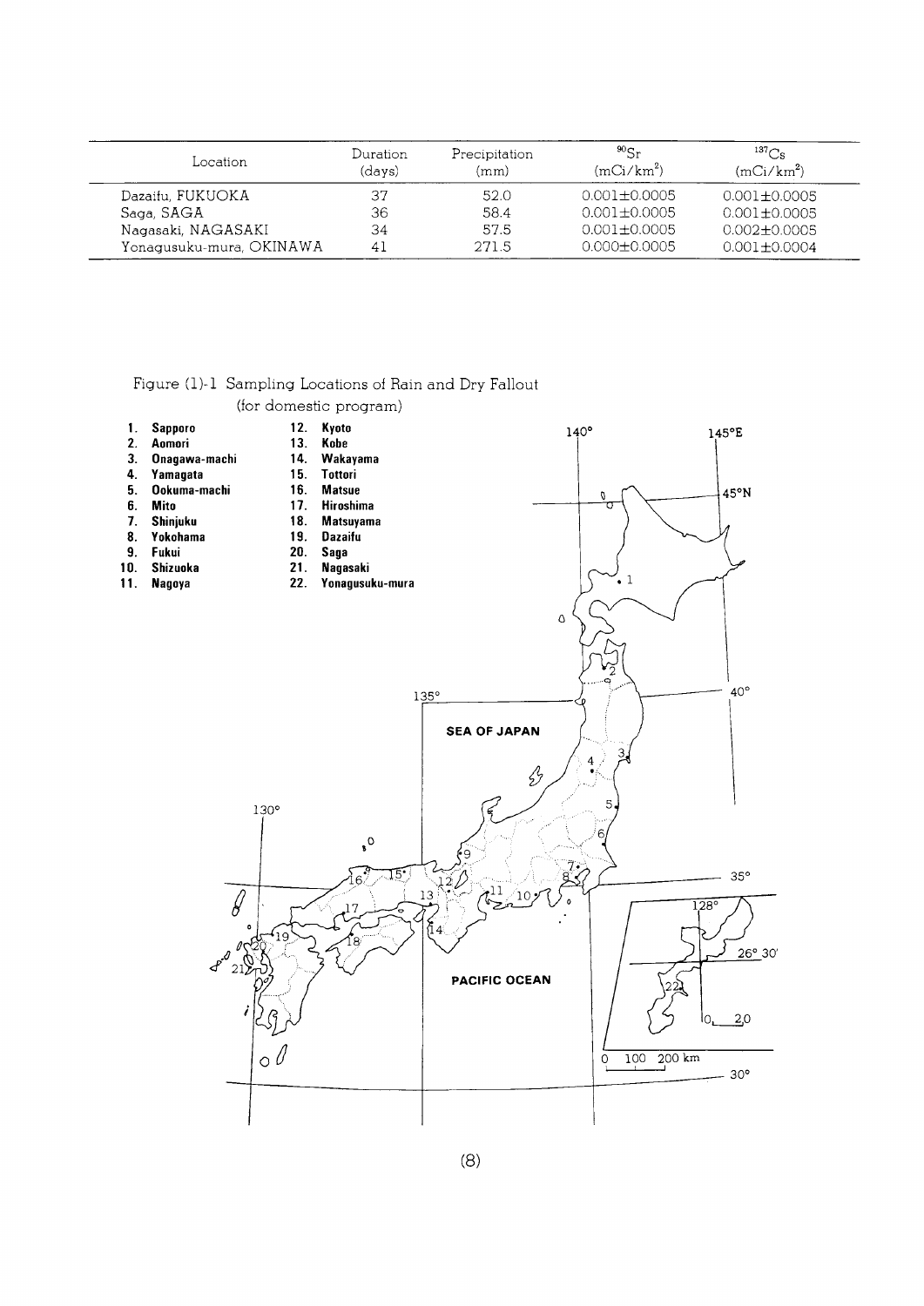| Location | Duration (days) | Precipitation (mm) | $^{90}Sr$ ($mCi/km^2$) | $^{137}Cs$ ($mCi/km^2$) |
|---|---|---|---|---|
| Dazaifu, FUKUOKA | 37 | 52.0 | 0.001±0.0005 | 0.001±0.0005 |
| Saga, SAGA | 36 | 58.4 | 0.001±0.0005 | 0.001±0.0005 |
| Nagasaki, NAGASAKI | 34 | 57.5 | 0.001±0.0005 | 0.002±0.0005 |
| Yonagusuku-mura, OKINAWA | 41 | 271.5 | 0.000±0.0005 | 0.001±0.0004 |

Figure (1)-1 Sampling Locations of Rain and Dry Fallout (for domestic program)

1. Sapporo
2. Aomori
3. Onagawa-machi
4. Yamagata
5. Ookuma-machi
6. Mito
7. Shinjuku
8. Yokohama
9. Fukui
10. Shizuoka
11. Nagoya
12. Kyoto
13. Kobe
14. Wakayama
15. Tottori
16. Matsue
17. Hiroshima
18. Matsuyama
19. Dazaifu
20. Saga
21. Nagasaki
22. Yonagusuku-mura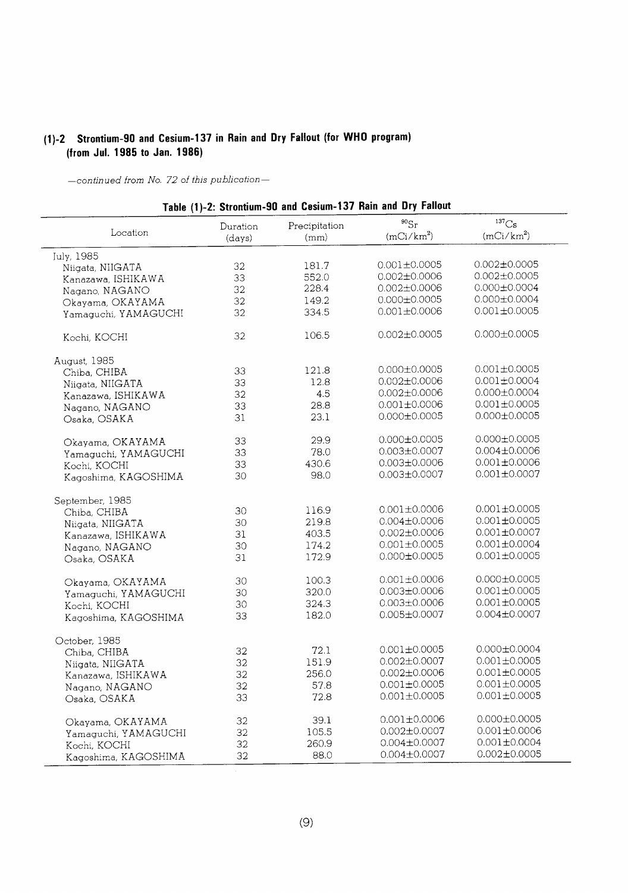## (1)-2 Strontium-90 and Cesium-137 in Rain and Dry Fallout (for WHO program) (from Jul. 1985 to Jan. 1986)

*—continued from No. 72 of this publication—*

**Table (1)-2: Strontium-90 and Cesium-137 Rain and Dry Fallout**

| Location | Duration (days) | Precipitation (mm) | $^{90}Sr$ ($mCi/km^2$) | $^{137}Cs$ ($mCi/km^2$) |
|---|---|---|---|---|
| July, 1985 | | | | |
| Niigata, NIIGATA | 32 | 181.7 | 0.001±0.0005 | 0.002±0.0005 |
| Kanazawa, ISHIKAWA | 33 | 552.0 | 0.002±0.0006 | 0.002±0.0005 |
| Nagano, NAGANO | 32 | 228.4 | 0.002±0.0006 | 0.000±0.0004 |
| Okayama, OKAYAMA | 32 | 149.2 | 0.000±0.0005 | 0.000±0.0004 |
| Yamaguchi, YAMAGUCHI | 32 | 334.5 | 0.001±0.0006 | 0.001±0.0005 |
| Kochi, KOCHI | 32 | 106.5 | 0.002±0.0005 | 0.000±0.0005 |
| August, 1985 | | | | |
| Chiba, CHIBA | 33 | 121.8 | 0.000±0.0005 | 0.001±0.0005 |
| Niigata, NIIGATA | 33 | 12.8 | 0.002±0.0006 | 0.001±0.0004 |
| Kanazawa, ISHIKAWA | 32 | 4.5 | 0.002±0.0006 | 0.000±0.0004 |
| Nagano, NAGANO | 33 | 28.8 | 0.001±0.0006 | 0.001±0.0005 |
| Osaka, OSAKA | 31 | 23.1 | 0.000±0.0005 | 0.000±0.0005 |
| Okayama, OKAYAMA | 33 | 29.9 | 0.000±0.0005 | 0.000±0.0005 |
| Yamaguchi, YAMAGUCHI | 33 | 78.0 | 0.003±0.0007 | 0.004±0.0006 |
| Kochi, KOCHI | 33 | 430.6 | 0.003±0.0006 | 0.001±0.0006 |
| Kagoshima, KAGOSHIMA | 30 | 98.0 | 0.003±0.0007 | 0.001±0.0007 |
| September, 1985 | | | | |
| Chiba, CHIBA | 30 | 116.9 | 0.001±0.0006 | 0.001±0.0005 |
| Niigata, NIIGATA | 30 | 219.8 | 0.004±0.0006 | 0.001±0.0005 |
| Kanazawa, ISHIKAWA | 31 | 403.5 | 0.002±0.0006 | 0.001±0.0007 |
| Nagano, NAGANO | 30 | 174.2 | 0.001±0.0005 | 0.001±0.0004 |
| Osaka, OSAKA | 31 | 172.9 | 0.000±0.0005 | 0.001±0.0005 |
| Okayama, OKAYAMA | 30 | 100.3 | 0.001±0.0006 | 0.000±0.0005 |
| Yamaguchi, YAMAGUCHI | 30 | 320.0 | 0.003±0.0006 | 0.001±0.0005 |
| Kochi, KOCHI | 30 | 324.3 | 0.003±0.0006 | 0.001±0.0005 |
| Kagoshima, KAGOSHIMA | 33 | 182.0 | 0.005±0.0007 | 0.004±0.0007 |
| October, 1985 | | | | |
| Chiba, CHIBA | 32 | 72.1 | 0.001±0.0005 | 0.000±0.0004 |
| Niigata, NIIGATA | 32 | 151.9 | 0.002±0.0007 | 0.001±0.0005 |
| Kanazawa, ISHIKAWA | 32 | 256.0 | 0.002±0.0006 | 0.001±0.0005 |
| Nagano, NAGANO | 32 | 57.8 | 0.001±0.0005 | 0.001±0.0005 |
| Osaka, OSAKA | 33 | 72.8 | 0.001±0.0005 | 0.001±0.0005 |
| Okayama, OKAYAMA | 32 | 39.1 | 0.001±0.0006 | 0.000±0.0005 |
| Yamaguchi, YAMAGUCHI | 32 | 105.5 | 0.002±0.0007 | 0.001±0.0006 |
| Kochi, KOCHI | 32 | 260.9 | 0.004±0.0007 | 0.001±0.0004 |
| Kagoshima, KAGOSHIMA | 32 | 88.0 | 0.004±0.0007 | 0.002±0.0005 |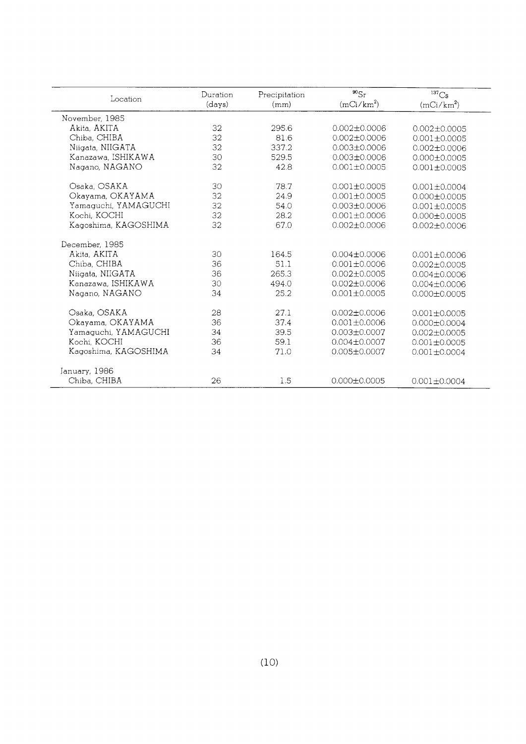| Location | Duration (days) | Precipitation (mm) | $^{90}Sr$ ($mCi/km^2$) | $^{137}Cs$ ($mCi/km^2$) |
|---|---|---|---|---|
| November, 1985 | | | | |
| Akita, AKITA | 32 | 295.6 | 0.002±0.0006 | 0.002±0.0005 |
| Chiba, CHIBA | 32 | 81.6 | 0.002±0.0006 | 0.001±0.0005 |
| Niigata, NIIGATA | 32 | 337.2 | 0.003±0.0006 | 0.002±0.0006 |
| Kanazawa, ISHIKAWA | 30 | 529.5 | 0.003±0.0006 | 0.000±0.0005 |
| Nagano, NAGANO | 32 | 42.8 | 0.001±0.0005 | 0.001±0.0005 |
| Osaka, OSAKA | 30 | 78.7 | 0.001±0.0005 | 0.001±0.0004 |
| Okayama, OKAYAMA | 32 | 24.9 | 0.001±0.0005 | 0.000±0.0005 |
| Yamaguchi, YAMAGUCHI | 32 | 54.0 | 0.003±0.0006 | 0.001±0.0005 |
| Kochi, KOCHI | 32 | 28.2 | 0.001±0.0006 | 0.000±0.0005 |
| Kagoshima, KAGOSHIMA | 32 | 67.0 | 0.002±0.0006 | 0.002±0.0006 |
| December, 1985 | | | | |
| Akita, AKITA | 30 | 164.5 | 0.004±0.0006 | 0.001±0.0006 |
| Chiba, CHIBA | 36 | 51.1 | 0.001±0.0006 | 0.002±0.0005 |
| Niigata, NIIGATA | 36 | 265.3 | 0.002±0.0005 | 0.004±0.0006 |
| Kanazawa, ISHIKAWA | 30 | 494.0 | 0.002±0.0006 | 0.004±0.0006 |
| Nagano, NAGANO | 34 | 25.2 | 0.001±0.0005 | 0.000±0.0005 |
| Osaka, OSAKA | 28 | 27.1 | 0.002±0.0006 | 0.001±0.0005 |
| Okayama, OKAYAMA | 36 | 37.4 | 0.001±0.0006 | 0.000±0.0004 |
| Yamaguchi, YAMAGUCHI | 34 | 39.5 | 0.003±0.0007 | 0.002±0.0005 |
| Kochi, KOCHI | 36 | 59.1 | 0.004±0.0007 | 0.001±0.0005 |
| Kagoshima, KAGOSHIMA | 34 | 71.0 | 0.005±0.0007 | 0.001±0.0004 |
| January, 1986 | | | | |
| Chiba, CHIBA | 26 | 1.5 | 0.000±0.0005 | 0.001±0.0004 |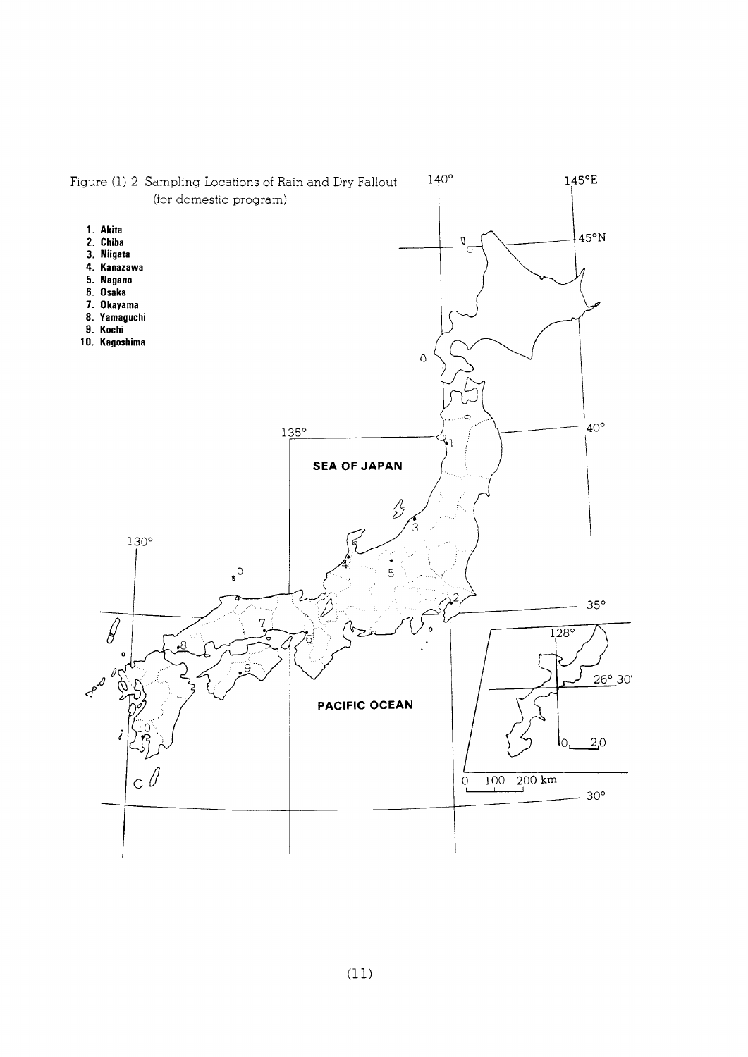Figure (1)-2 Sampling Locations of Rain and Dry Fallout (for domestic program)

1. Akita
2. Chiba
3. Niigata
4. Kanazawa
5. Nagano
6. Osaka
7. Okayama
8. Yamaguchi
9. Kochi
10. Kagoshima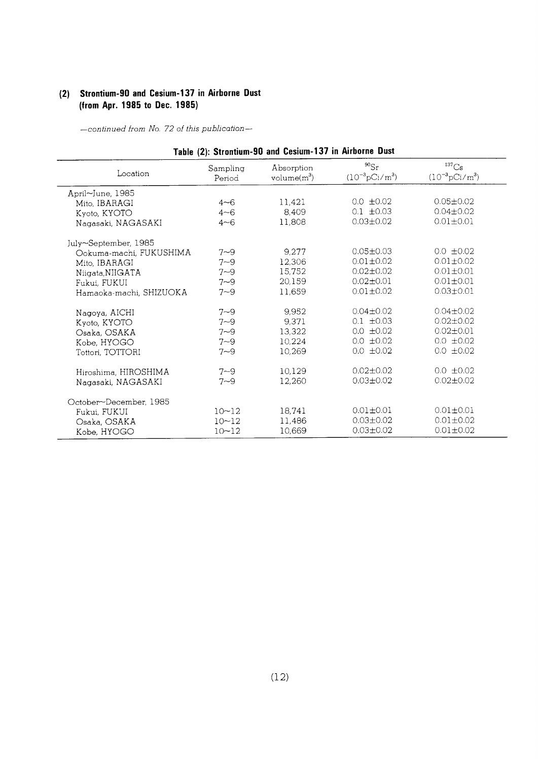### (2) Strontium-90 and Cesium-137 in Airborne Dust (from Apr. 1985 to Dec. 1985)

*—continued from No. 72 of this publication—*

**Table (2): Strontium-90 and Cesium-137 in Airborne Dust**

| Location | Sampling Period | Absorption volume($m^3$) | $^{90}Sr$ ($10^{-3}pCi/m^3$) | $^{137}Cs$ ($10^{-3}pCi/m^3$) |
|---|---|---|---|---|
| April~June, 1985 | | | | |
| Mito, IBARAGI | 4~6 | 11,421 | 0.0 ±0.02 | 0.05±0.02 |
| Kyoto, KYOTO | 4~6 | 8,409 | 0.1 ±0.03 | 0.04±0.02 |
| Nagasaki, NAGASAKI | 4~6 | 11,808 | 0.03±0.02 | 0.01±0.01 |
| July~September, 1985 | | | | |
| Ookuma-machi, FUKUSHIMA | 7~9 | 9,277 | 0.05±0.03 | 0.0 ±0.02 |
| Mito, IBARAGI | 7~9 | 12,306 | 0.01±0.02 | 0.01±0.02 |
| Niigata,NIIGATA | 7~9 | 15,752 | 0.02±0.02 | 0.01±0.01 |
| Fukui, FUKUI | 7~9 | 20,159 | 0.02±0.01 | 0.01±0.01 |
| Hamaoka-machi, SHIZUOKA | 7~9 | 11,659 | 0.01±0.02 | 0.03±0.01 |
| Nagoya, AICHI | 7~9 | 9,952 | 0.04±0.02 | 0.04±0.02 |
| Kyoto, KYOTO | 7~9 | 9,371 | 0.1 ±0.03 | 0.02±0.02 |
| Osaka, OSAKA | 7~9 | 13,322 | 0.0 ±0.02 | 0.02±0.01 |
| Kobe, HYOGO | 7~9 | 10,224 | 0.0 ±0.02 | 0.0 ±0.02 |
| Tottori, TOTTORI | 7~9 | 10,269 | 0.0 ±0.02 | 0.0 ±0.02 |
| Hiroshima, HIROSHIMA | 7~9 | 10,129 | 0.02±0.02 | 0.0 ±0.02 |
| Nagasaki, NAGASAKI | 7~9 | 12,260 | 0.03±0.02 | 0.02±0.02 |
| October~December, 1985 | | | | |
| Fukui, FUKUI | 10~12 | 18,741 | 0.01±0.01 | 0.01±0.01 |
| Osaka, OSAKA | 10~12 | 11,486 | 0.03±0.02 | 0.01±0.02 |
| Kobe, HYOGO | 10~12 | 10,669 | 0.03±0.02 | 0.01±0.02 |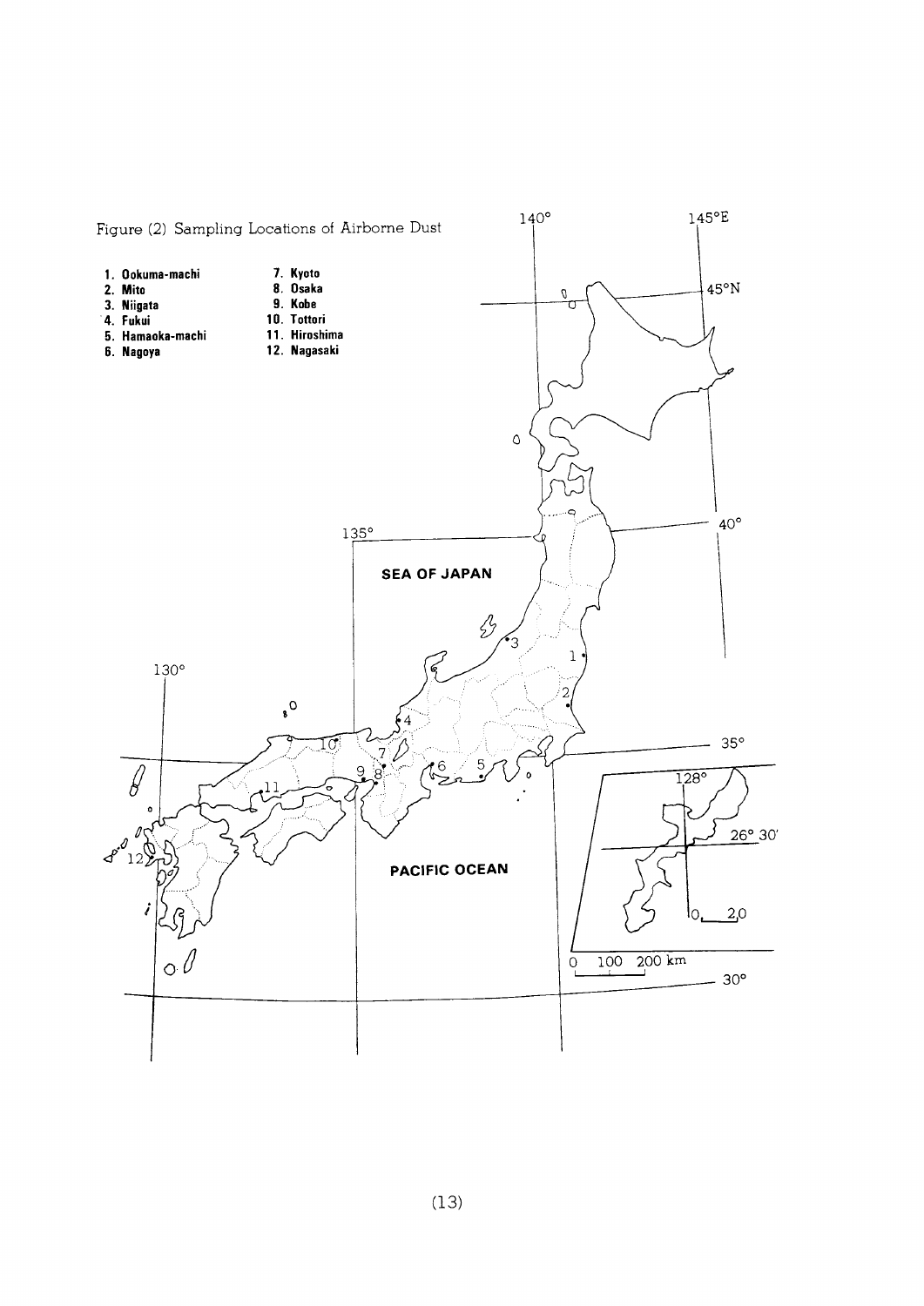Figure (2) Sampling Locations of Airborne Dust

1. Ookuma-machi
2. Mito
3. Niigata
4. Fukui
5. Hamaoka-machi
6. Nagoya
7. Kyoto
8. Osaka
9. Kobe
10. Tottori
11. Hiroshima
12. Nagasaki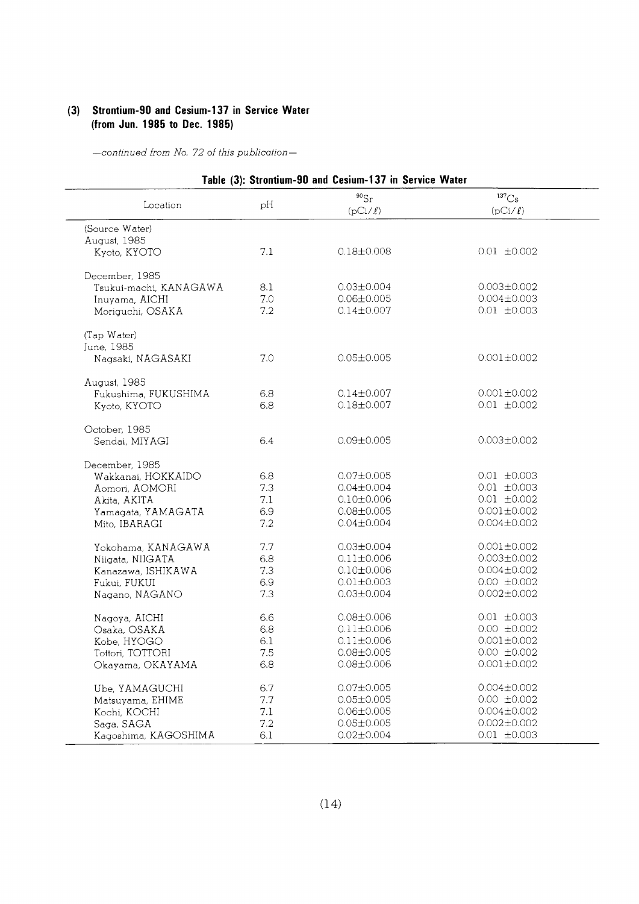### (3) Strontium-90 and Cesium-137 in Service Water (from Jun. 1985 to Dec. 1985)

*—continued from No. 72 of this publication—*

**Table (3): Strontium-90 and Cesium-137 in Service Water**

| Location | pH | $^{90}Sr$ (pCi/ℓ) | $^{137}Cs$ (pCi/ℓ) |
|---|---|---|---|
| (Source Water) | | | |
| August, 1985 | | | |
| Kyoto, KYOTO | 7.1 | 0.18±0.008 | 0.01 ±0.002 |
| December, 1985 | | | |
| Tsukui-machi, KANAGAWA | 8.1 | 0.03±0.004 | 0.003±0.002 |
| Inuyama, AICHI | 7.0 | 0.06±0.005 | 0.004±0.003 |
| Moriguchi, OSAKA | 7.2 | 0.14±0.007 | 0.01 ±0.003 |
| (Tap Water) | | | |
| June, 1985 | | | |
| Nagsaki, NAGASAKI | 7.0 | 0.05±0.005 | 0.001±0.002 |
| August, 1985 | | | |
| Fukushima, FUKUSHIMA | 6.8 | 0.14±0.007 | 0.001±0.002 |
| Kyoto, KYOTO | 6.8 | 0.18±0.007 | 0.01 ±0.002 |
| October, 1985 | | | |
| Sendai, MIYAGI | 6.4 | 0.09±0.005 | 0.003±0.002 |
| December, 1985 | | | |
| Wakkanai, HOKKAIDO | 6.8 | 0.07±0.005 | 0.01 ±0.003 |
| Aomori, AOMORI | 7.3 | 0.04±0.004 | 0.01 ±0.003 |
| Akita, AKITA | 7.1 | 0.10±0.006 | 0.01 ±0.002 |
| Yamagata, YAMAGATA | 6.9 | 0.08±0.005 | 0.001±0.002 |
| Mito, IBARAGI | 7.2 | 0.04±0.004 | 0.004±0.002 |
| Yokohama, KANAGAWA | 7.7 | 0.03±0.004 | 0.001±0.002 |
| Niigata, NIIGATA | 6.8 | 0.11±0.006 | 0.003±0.002 |
| Kanazawa, ISHIKAWA | 7.3 | 0.10±0.006 | 0.004±0.002 |
| Fukui, FUKUI | 6.9 | 0.01±0.003 | 0.00 ±0.002 |
| Nagano, NAGANO | 7.3 | 0.03±0.004 | 0.002±0.002 |
| Nagoya, AICHI | 6.6 | 0.08±0.006 | 0.01 ±0.003 |
| Osaka, OSAKA | 6.8 | 0.11±0.006 | 0.00 ±0.002 |
| Kobe, HYOGO | 6.1 | 0.11±0.006 | 0.001±0.002 |
| Tottori, TOTTORI | 7.5 | 0.08±0.005 | 0.00 ±0.002 |
| Okayama, OKAYAMA | 6.8 | 0.08±0.006 | 0.001±0.002 |
| Ube, YAMAGUCHI | 6.7 | 0.07±0.005 | 0.004±0.002 |
| Matsuyama, EHIME | 7.7 | 0.05±0.005 | 0.00 ±0.002 |
| Kochi, KOCHI | 7.1 | 0.06±0.005 | 0.004±0.002 |
| Saga, SAGA | 7.2 | 0.05±0.005 | 0.002±0.002 |
| Kagoshima, KAGOSHIMA | 6.1 | 0.02±0.004 | 0.01 ±0.003 |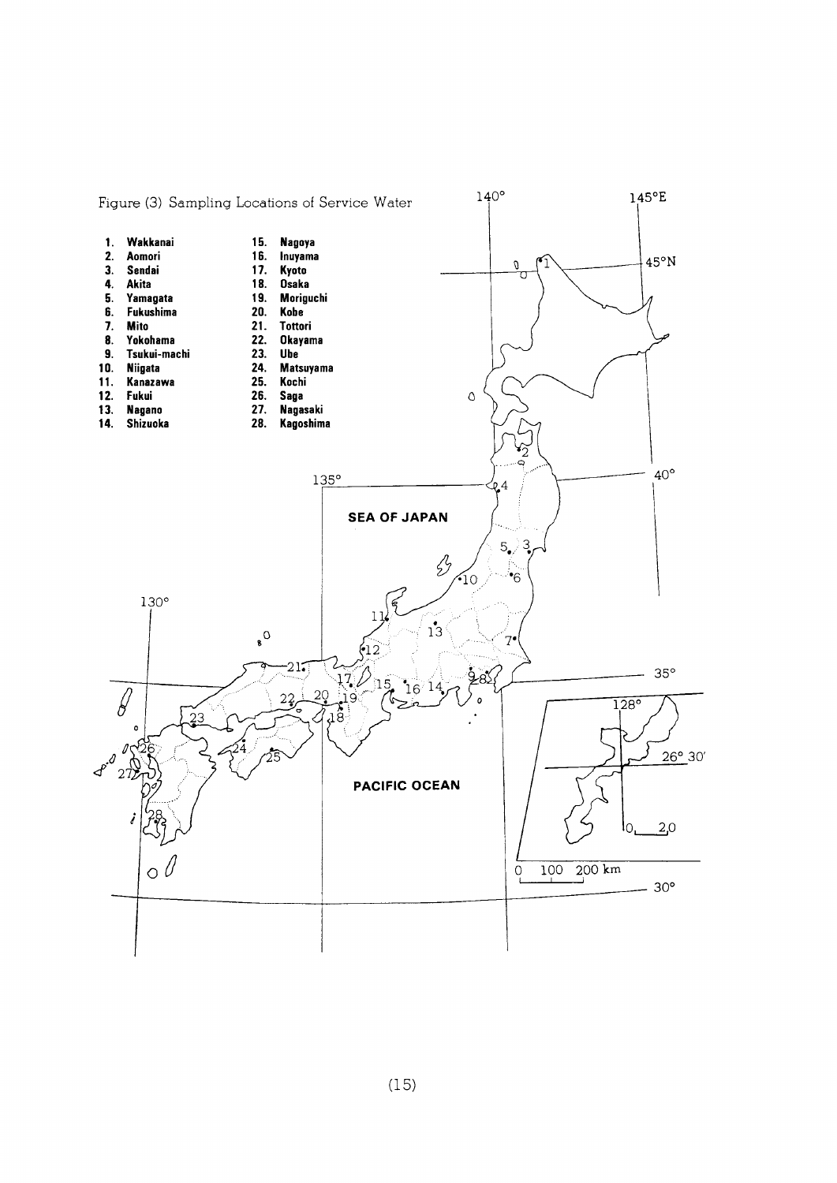Figure (3) Sampling Locations of Service Water

1. Wakkanai
2. Aomori
3. Sendai
4. Akita
5. Yamagata
6. Fukushima
7. Mito
8. Yokohama
9. Tsukui-machi
10. Niigata
11. Kanazawa
12. Fukui
13. Nagano
14. Shizuoka
15. Nagoya
16. Inuyama
17. Kyoto
18. Osaka
19. Moriguchi
20. Kobe
21. Tottori
22. Okayama
23. Ube
24. Matsuyama
25. Kochi
26. Saga
27. Nagasaki
28. Kagoshima

140° 145°E 45°N 40° 135° 35° 130° 30° 128° 26° 30′

SEA OF JAPAN

PACIFIC OCEAN

0 100 200 km

0 20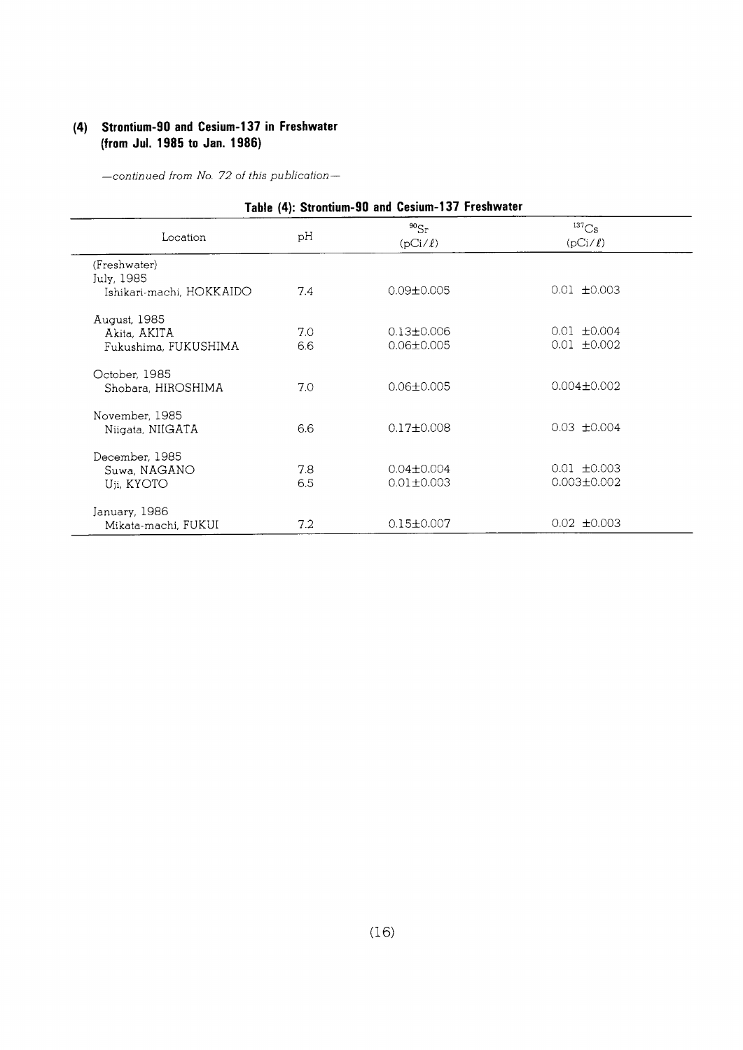### (4) Strontium-90 and Cesium-137 in Freshwater (from Jul. 1985 to Jan. 1986)

*—continued from No. 72 of this publication—*

**Table (4): Strontium-90 and Cesium-137 Freshwater**

| Location | pH | $^{90}Sr$ (pCi/ℓ) | $^{137}Cs$ (pCi/ℓ) |
|---|---|---|---|
| (Freshwater) | | | |
| July, 1985 | | | |
| Ishikari-machi, HOKKAIDO | 7.4 | 0.09±0.005 | 0.01 ±0.003 |
| August, 1985 | | | |
| Akita, AKITA | 7.0 | 0.13±0.006 | 0.01 ±0.004 |
| Fukushima, FUKUSHIMA | 6.6 | 0.06±0.005 | 0.01 ±0.002 |
| October, 1985 | | | |
| Shobara, HIROSHIMA | 7.0 | 0.06±0.005 | 0.004±0.002 |
| November, 1985 | | | |
| Niigata, NIIGATA | 6.6 | 0.17±0.008 | 0.03 ±0.004 |
| December, 1985 | | | |
| Suwa, NAGANO | 7.8 | 0.04±0.004 | 0.01 ±0.003 |
| Uji, KYOTO | 6.5 | 0.01±0.003 | 0.003±0.002 |
| January, 1986 | | | |
| Mikata-machi, FUKUI | 7.2 | 0.15±0.007 | 0.02 ±0.003 |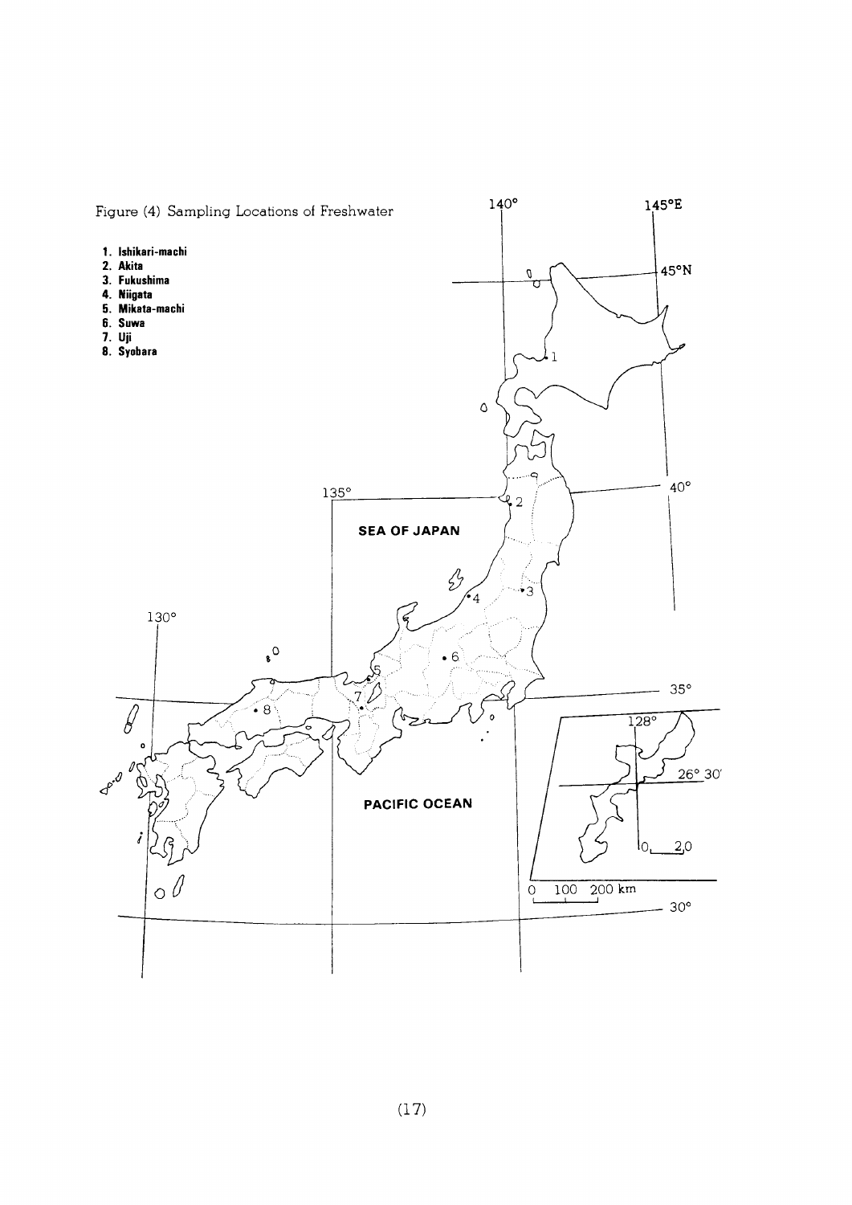Figure (4) Sampling Locations of Freshwater

1. Ishikari-machi
2. Akita
3. Fukushima
4. Niigata
5. Mikata-machi
6. Suwa
7. Uji
8. Syobara

140°

145°E

45°N

40°

135°

SEA OF JAPAN

130°

35°

128°

26° 30′

PACIFIC OCEAN

0 20

0 100 200 km

30°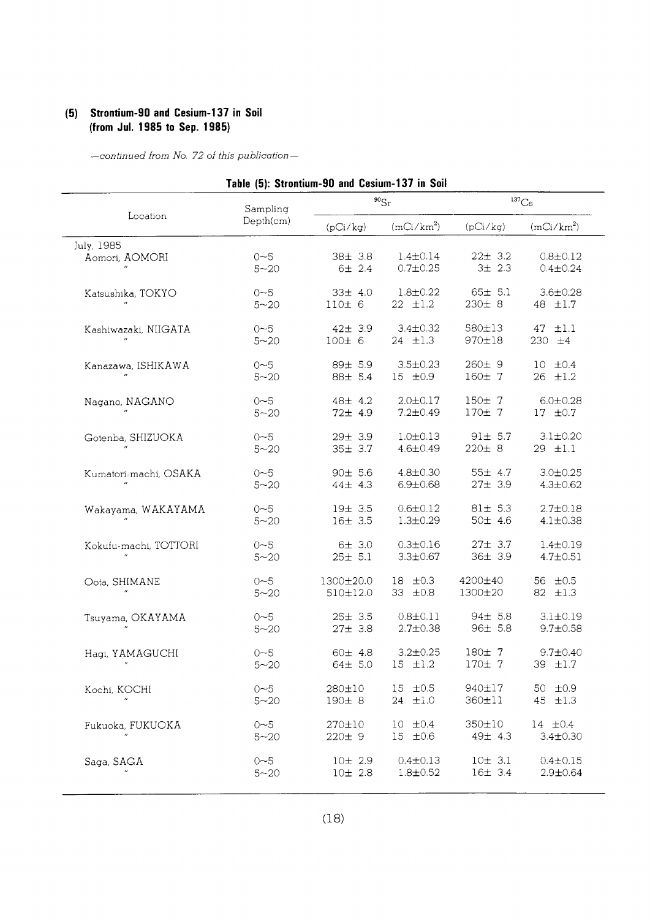### (5) Strontium-90 and Cesium-137 in Soil (from Jul. 1985 to Sep. 1985)

*—continued from No. 72 of this publication—*

**Table (5): Strontium-90 and Cesium-137 in Soil**

| Location | Sampling Depth(cm) | $^{90}Sr$ | | $^{137}Cs$ | |
|---|---|---|---|---|---|
| | | (pCi/kg) | (mCi/km$^2$) | (pCi/kg) | (mCi/km$^2$) |
| July, 1985 | | | | | |
| Aomori, AOMORI | 0~5 | 38± 3.8 | 1.4±0.14 | 22± 3.2 | 0.8±0.12 |
| 〃 | 5~20 | 6± 2.4 | 0.7±0.25 | 3± 2.3 | 0.4±0.24 |
| Katsushika, TOKYO | 0~5 | 33± 4.0 | 1.8±0.22 | 65± 5.1 | 3.6±0.28 |
| 〃 | 5~20 | 110± 6 | 22 ±1.2 | 230± 8 | 48 ±1.7 |
| Kashiwazaki, NIIGATA | 0~5 | 42± 3.9 | 3.4±0.32 | 580±13 | 47 ±1.1 |
| 〃 | 5~20 | 100± 6 | 24 ±1.3 | 970±18 | 230 ±4 |
| Kanazawa, ISHIKAWA | 0~5 | 89± 5.9 | 3.5±0.23 | 260± 9 | 10 ±0.4 |
| 〃 | 5~20 | 88± 5.4 | 15 ±0.9 | 160± 7 | 26 ±1.2 |
| Nagano, NAGANO | 0~5 | 48± 4.2 | 2.0±0.17 | 150± 7 | 6.0±0.28 |
| 〃 | 5~20 | 72± 4.9 | 7.2±0.49 | 170± 7 | 17 ±0.7 |
| Gotenba, SHIZUOKA | 0~5 | 29± 3.9 | 1.0±0.13 | 91± 5.7 | 3.1±0.20 |
| 〃 | 5~20 | 35± 3.7 | 4.6±0.49 | 220± 8 | 29 ±1.1 |
| Kumatori-machi, OSAKA | 0~5 | 90± 5.6 | 4.8±0.30 | 55± 4.7 | 3.0±0.25 |
| 〃 | 5~20 | 44± 4.3 | 6.9±0.68 | 27± 3.9 | 4.3±0.62 |
| Wakayama, WAKAYAMA | 0~5 | 19± 3.5 | 0.6±0.12 | 81± 5.3 | 2.7±0.18 |
| 〃 | 5~20 | 16± 3.5 | 1.3±0.29 | 50± 4.6 | 4.1±0.38 |
| Kokufu-machi, TOTTORI | 0~5 | 6± 3.0 | 0.3±0.16 | 27± 3.7 | 1.4±0.19 |
| 〃 | 5~20 | 25± 5.1 | 3.3±0.67 | 36± 3.9 | 4.7±0.51 |
| Oota, SHIMANE | 0~5 | 1300±20.0 | 18 ±0.3 | 4200±40 | 56 ±0.5 |
| 〃 | 5~20 | 510±12.0 | 33 ±0.8 | 1300±20 | 82 ±1.3 |
| Tsuyama, OKAYAMA | 0~5 | 25± 3.5 | 0.8±0.11 | 94± 5.8 | 3.1±0.19 |
| 〃 | 5~20 | 27± 3.8 | 2.7±0.38 | 96± 5.8 | 9.7±0.58 |
| Hagi, YAMAGUCHI | 0~5 | 60± 4.8 | 3.2±0.25 | 180± 7 | 9.7±0.40 |
| 〃 | 5~20 | 64± 5.0 | 15 ±1.2 | 170± 7 | 39 ±1.7 |
| Kochi, KOCHI | 0~5 | 280±10 | 15 ±0.5 | 940±17 | 50 ±0.9 |
| 〃 | 5~20 | 190± 8 | 24 ±1.0 | 360±11 | 45 ±1.3 |
| Fukuoka, FUKUOKA | 0~5 | 270±10 | 10 ±0.4 | 350±10 | 14 ±0.4 |
| 〃 | 5~20 | 220± 9 | 15 ±0.6 | 49± 4.3 | 3.4±0.30 |
| Saga, SAGA | 0~5 | 10± 2.9 | 0.4±0.13 | 10± 3.1 | 0.4±0.15 |
| 〃 | 5~20 | 10± 2.8 | 1.8±0.52 | 16± 3.4 | 2.9±0.64 |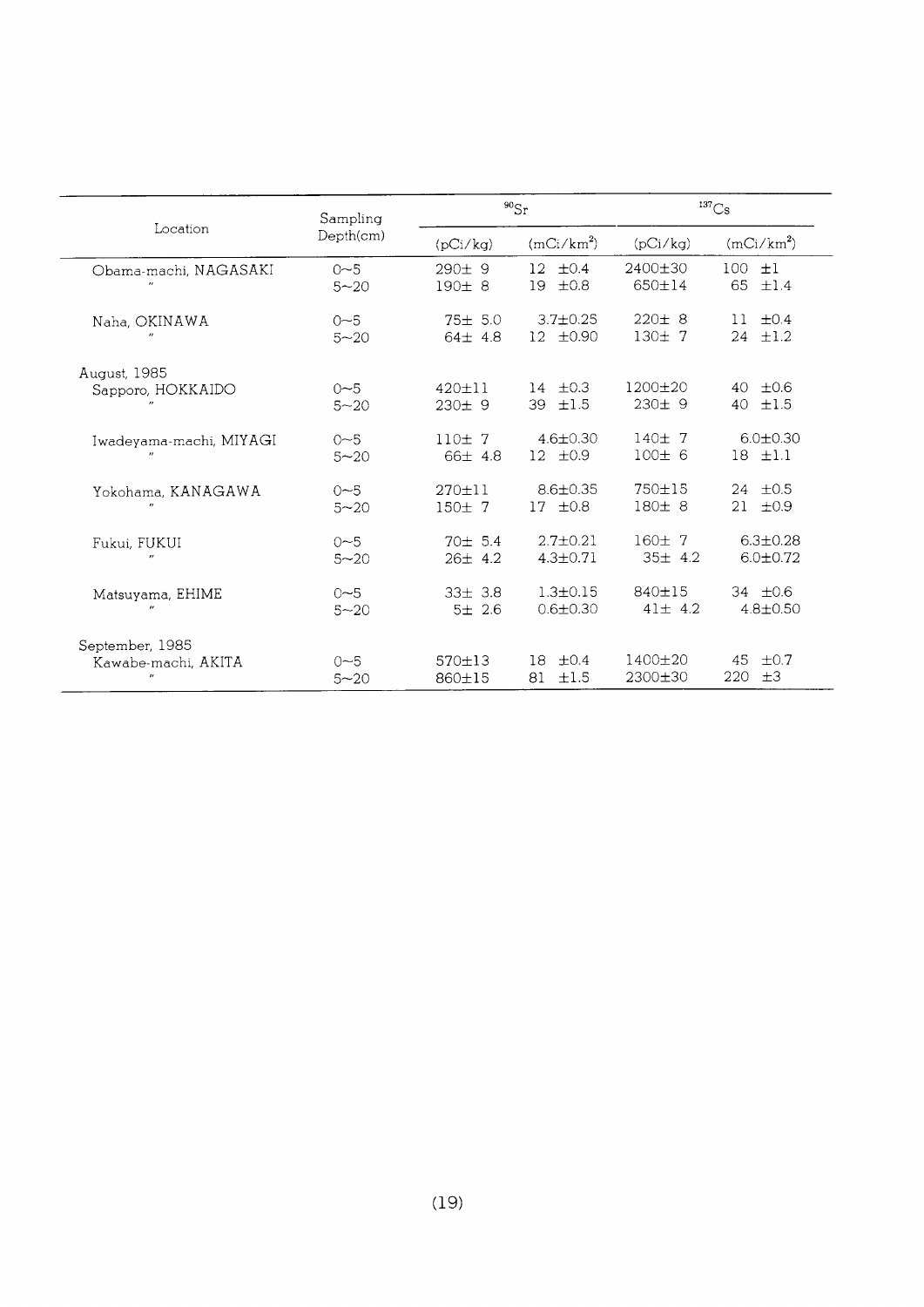| Location | Sampling Depth(cm) | $^{90}Sr$ | | $^{137}Cs$ | |
|---|---|---|---|---|---|
| | | (pCi/kg) | (mCi/km$^2$) | (pCi/kg) | (mCi/km$^2$) |
| Obama-machi, NAGASAKI | 0~5 | 290± 9 | 12 ±0.4 | 2400±30 | 100 ±1 |
| 〃 | 5~20 | 190± 8 | 19 ±0.8 | 650±14 | 65 ±1.4 |
| Naha, OKINAWA | 0~5 | 75± 5.0 | 3.7±0.25 | 220± 8 | 11 ±0.4 |
| 〃 | 5~20 | 64± 4.8 | 12 ±0.90 | 130± 7 | 24 ±1.2 |
| August, 1985 | | | | | |
| Sapporo, HOKKAIDO | 0~5 | 420±11 | 14 ±0.3 | 1200±20 | 40 ±0.6 |
| 〃 | 5~20 | 230± 9 | 39 ±1.5 | 230± 9 | 40 ±1.5 |
| Iwadeyama-machi, MIYAGI | 0~5 | 110± 7 | 4.6±0.30 | 140± 7 | 6.0±0.30 |
| 〃 | 5~20 | 66± 4.8 | 12 ±0.9 | 100± 6 | 18 ±1.1 |
| Yokohama, KANAGAWA | 0~5 | 270±11 | 8.6±0.35 | 750±15 | 24 ±0.5 |
| 〃 | 5~20 | 150± 7 | 17 ±0.8 | 180± 8 | 21 ±0.9 |
| Fukui, FUKUI | 0~5 | 70± 5.4 | 2.7±0.21 | 160± 7 | 6.3±0.28 |
| 〃 | 5~20 | 26± 4.2 | 4.3±0.71 | 35± 4.2 | 6.0±0.72 |
| Matsuyama, EHIME | 0~5 | 33± 3.8 | 1.3±0.15 | 840±15 | 34 ±0.6 |
| 〃 | 5~20 | 5± 2.6 | 0.6±0.30 | 41± 4.2 | 4.8±0.50 |
| September, 1985 | | | | | |
| Kawabe-machi, AKITA | 0~5 | 570±13 | 18 ±0.4 | 1400±20 | 45 ±0.7 |
| 〃 | 5~20 | 860±15 | 81 ±1.5 | 2300±30 | 220 ±3 |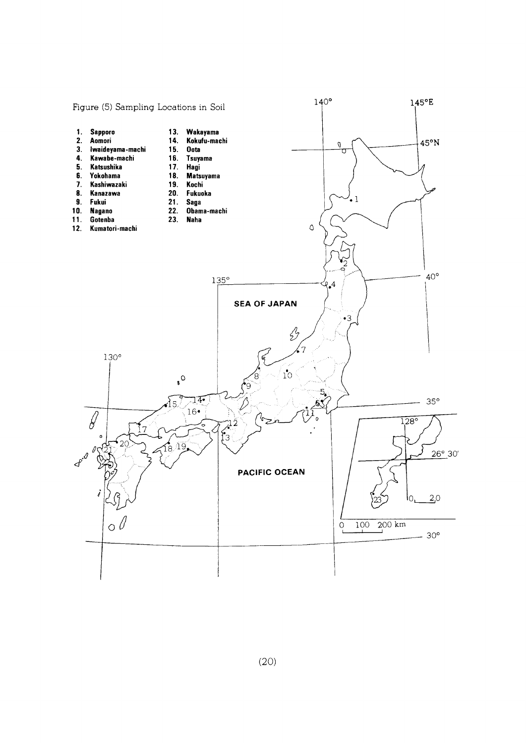Figure (5) Sampling Locations in Soil

1. Sapporo
2. Aomori
3. Iwaideyama-machi
4. Kawabe-machi
5. Katsushika
6. Yokohama
7. Kashiwazaki
8. Kanazawa
9. Fukui
10. Nagano
11. Gotenba
12. Kumatori-machi
13. Wakayama
14. Kokufu-machi
15. Oota
16. Tsuyama
17. Hagi
18. Matsuyama
19. Kochi
20. Fukuoka
21. Saga
22. Obama-machi
23. Naha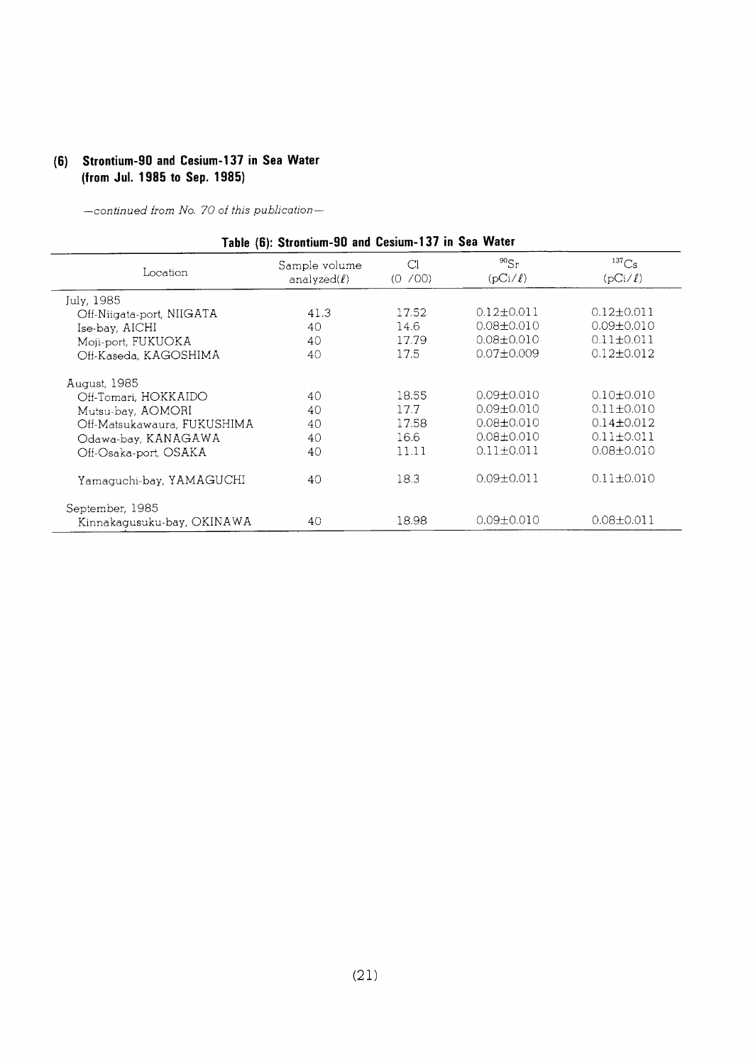## (6) Strontium-90 and Cesium-137 in Sea Water (from Jul. 1985 to Sep. 1985)

*—continued from No. 70 of this publication—*

**Table (6): Strontium-90 and Cesium-137 in Sea Water**

| Location | Sample volume analyzed($\ell$) | Cl (0 /00) | $^{90}Sr$ (pCi/$\ell$) | $^{137}Cs$ (pCi/$\ell$) |
|---|---|---|---|---|
| July, 1985 | | | | |
| Off-Niigata-port, NIIGATA | 41.3 | 17.52 | 0.12±0.011 | 0.12±0.011 |
| Ise-bay, AICHI | 40 | 14.6 | 0.08±0.010 | 0.09±0.010 |
| Moji-port, FUKUOKA | 40 | 17.79 | 0.08±0.010 | 0.11±0.011 |
| Off-Kaseda, KAGOSHIMA | 40 | 17.5 | 0.07±0.009 | 0.12±0.012 |
| August, 1985 | | | | |
| Off-Tomari, HOKKAIDO | 40 | 18.55 | 0.09±0.010 | 0.10±0.010 |
| Mutsu-bay, AOMORI | 40 | 17.7 | 0.09±0.010 | 0.11±0.010 |
| Off-Matsukawaura, FUKUSHIMA | 40 | 17.58 | 0.08±0.010 | 0.14±0.012 |
| Odawa-bay, KANAGAWA | 40 | 16.6 | 0.08±0.010 | 0.11±0.011 |
| Off-Osaka-port, OSAKA | 40 | 11.11 | 0.11±0.011 | 0.08±0.010 |
| Yamaguchi-bay, YAMAGUCHI | 40 | 18.3 | 0.09±0.011 | 0.11±0.010 |
| September, 1985 | | | | |
| Kinnakagusuku-bay, OKINAWA | 40 | 18.98 | 0.09±0.010 | 0.08±0.011 |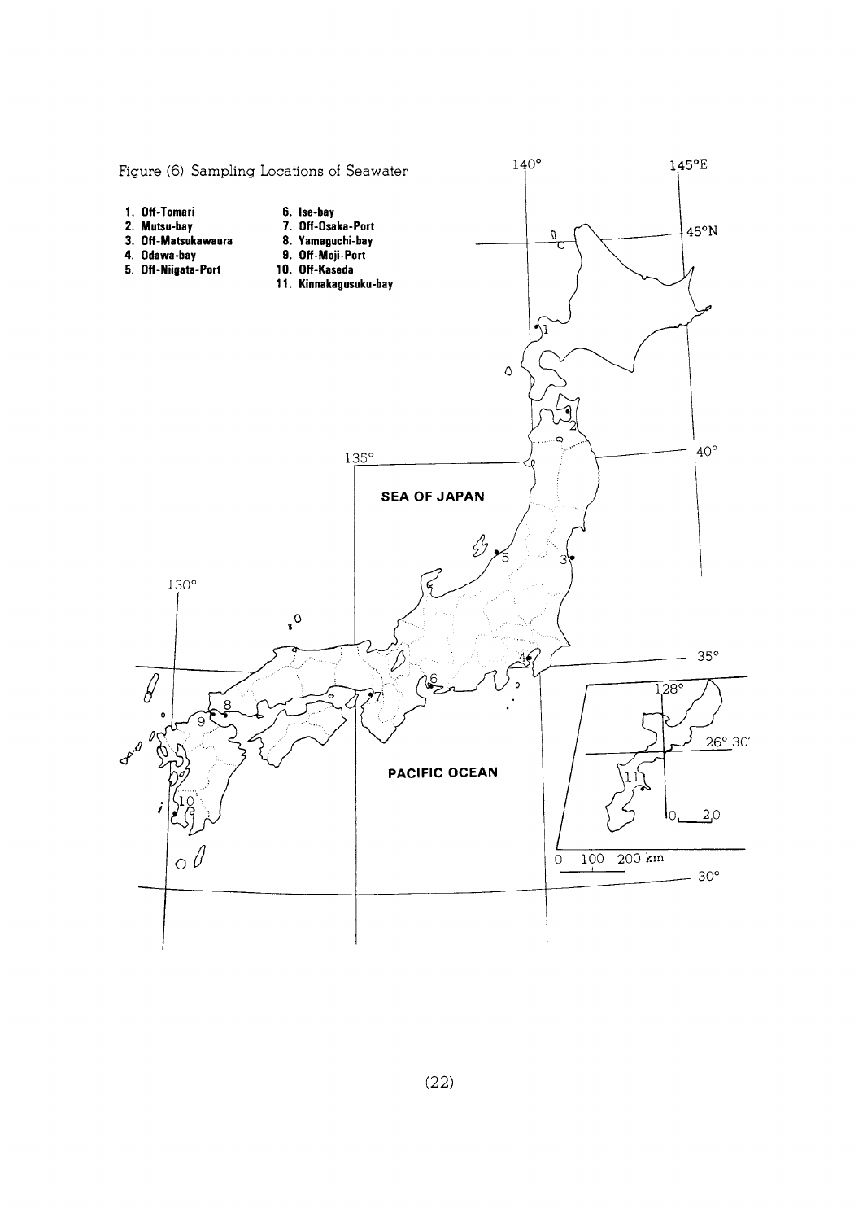Figure (6) Sampling Locations of Seawater

1. Off-Tomari
2. Mutsu-bay
3. Off-Matsukawaura
4. Odawa-bay
5. Off-Niigata-Port
6. Ise-bay
7. Off-Osaka-Port
8. Yamaguchi-bay
9. Off-Moji-Port
10. Off-Kaseda
11. Kinnakagusuku-bay

SEA OF JAPAN

PACIFIC OCEAN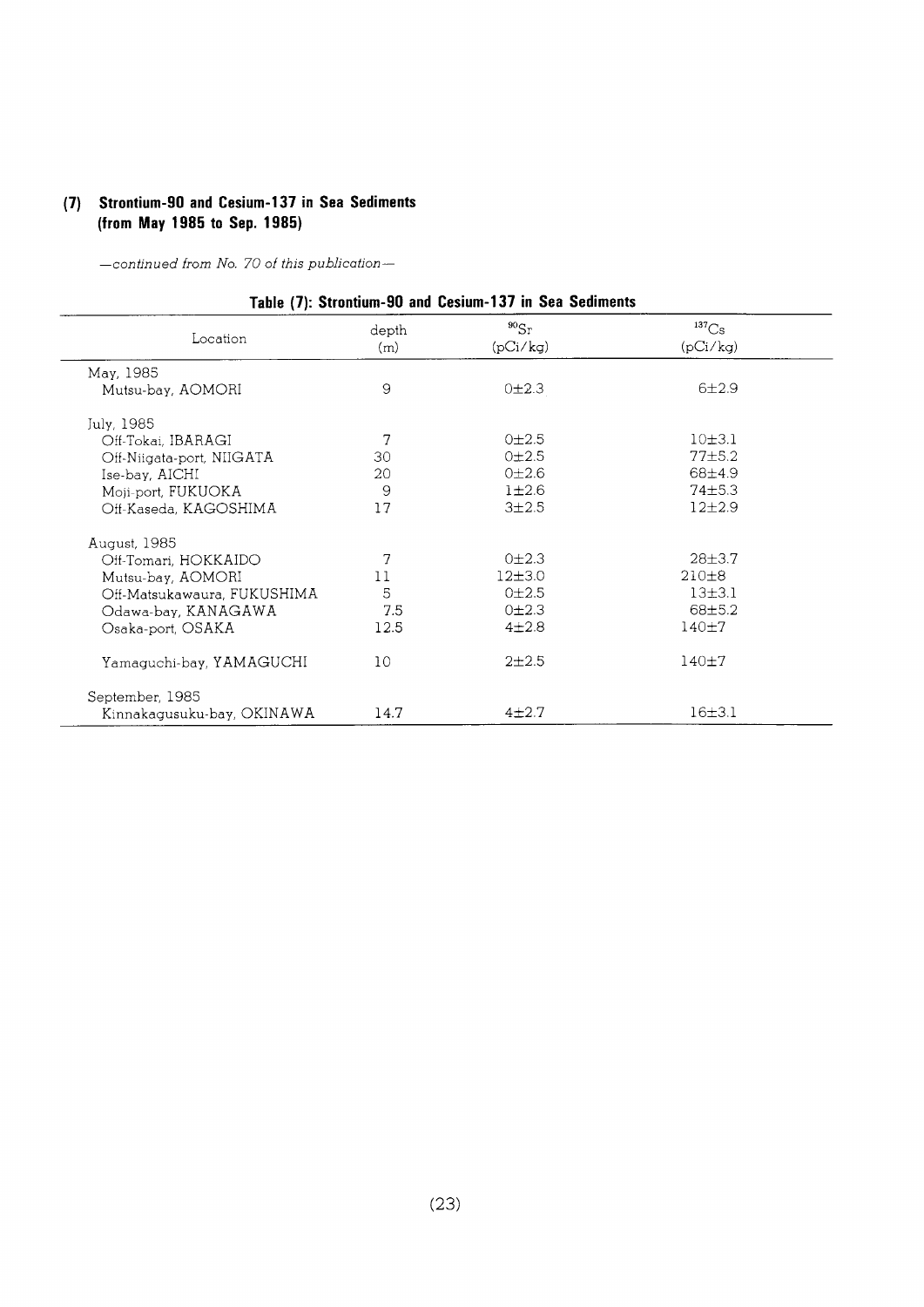### (7) Strontium-90 and Cesium-137 in Sea Sediments (from May 1985 to Sep. 1985)

*—continued from No. 70 of this publication—*

**Table (7): Strontium-90 and Cesium-137 in Sea Sediments**

| Location | depth (m) | $^{90}Sr$ (pCi/kg) | $^{137}Cs$ (pCi/kg) |
|---|---|---|---|
| May, 1985 | | | |
| Mutsu-bay, AOMORI | 9 | 0±2.3 | 6±2.9 |
| July, 1985 | | | |
| Off-Tokai, IBARAGI | 7 | 0±2.5 | 10±3.1 |
| Off-Niigata-port, NIIGATA | 30 | 0±2.5 | 77±5.2 |
| Ise-bay, AICHI | 20 | 0±2.6 | 68±4.9 |
| Moji-port, FUKUOKA | 9 | 1±2.6 | 74±5.3 |
| Off-Kaseda, KAGOSHIMA | 17 | 3±2.5 | 12±2.9 |
| August, 1985 | | | |
| Off-Tomari, HOKKAIDO | 7 | 0±2.3 | 28±3.7 |
| Mutsu-bay, AOMORI | 11 | 12±3.0 | 210±8 |
| Off-Matsukawaura, FUKUSHIMA | 5 | 0±2.5 | 13±3.1 |
| Odawa-bay, KANAGAWA | 7.5 | 0±2.3 | 68±5.2 |
| Osaka-port, OSAKA | 12.5 | 4±2.8 | 140±7 |
| Yamaguchi-bay, YAMAGUCHI | 10 | 2±2.5 | 140±7 |
| September, 1985 | | | |
| Kinnakagusuku-bay, OKINAWA | 14.7 | 4±2.7 | 16±3.1 |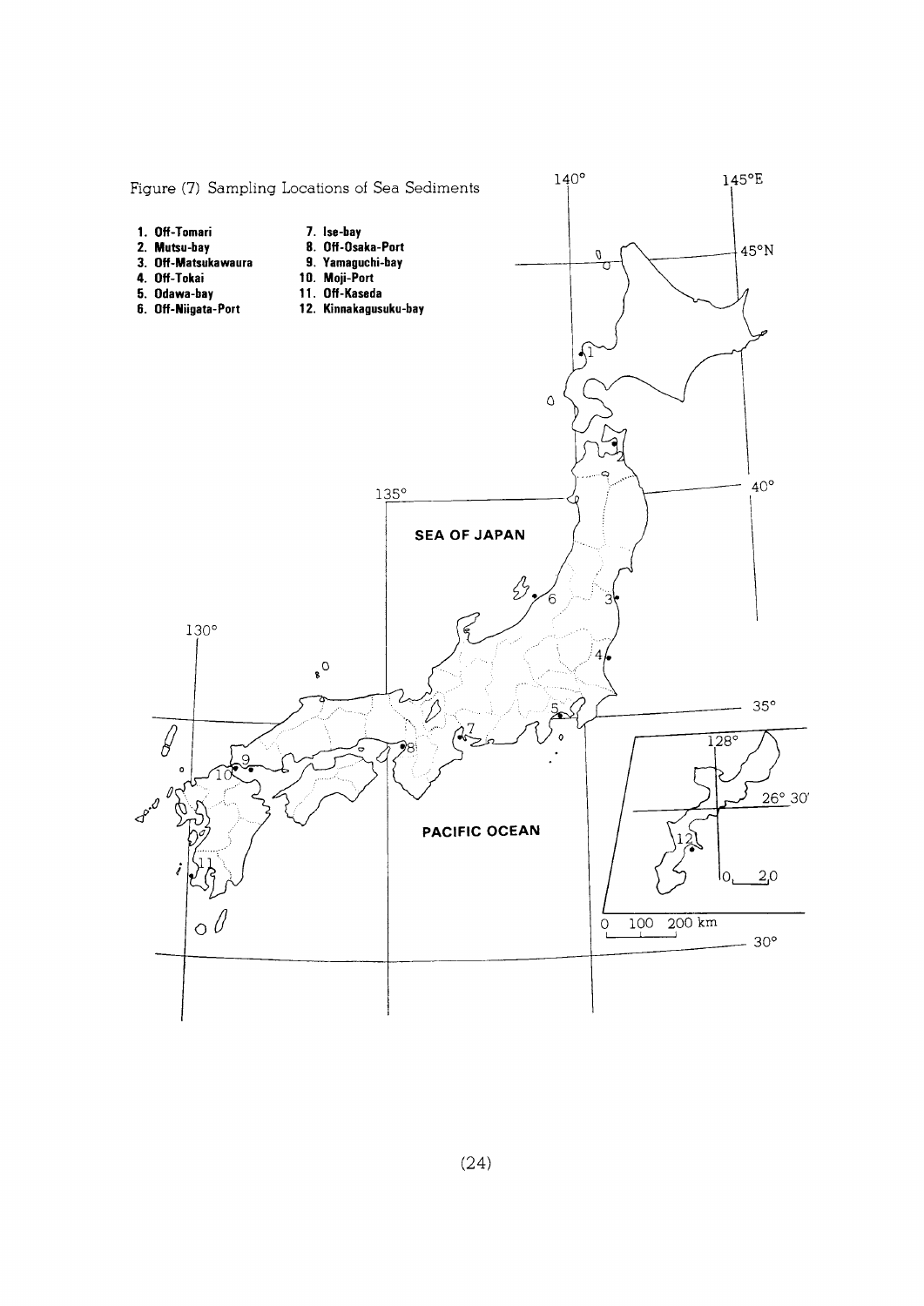Figure (7) Sampling Locations of Sea Sediments

1. Off-Tomari
2. Mutsu-bay
3. Off-Matsukawaura
4. Off-Tokai
5. Odawa-bay
6. Off-Niigata-Port
7. Ise-bay
8. Off-Osaka-Port
9. Yamaguchi-bay
10. Moji-Port
11. Off-Kaseda
12. Kinnakagusuku-bay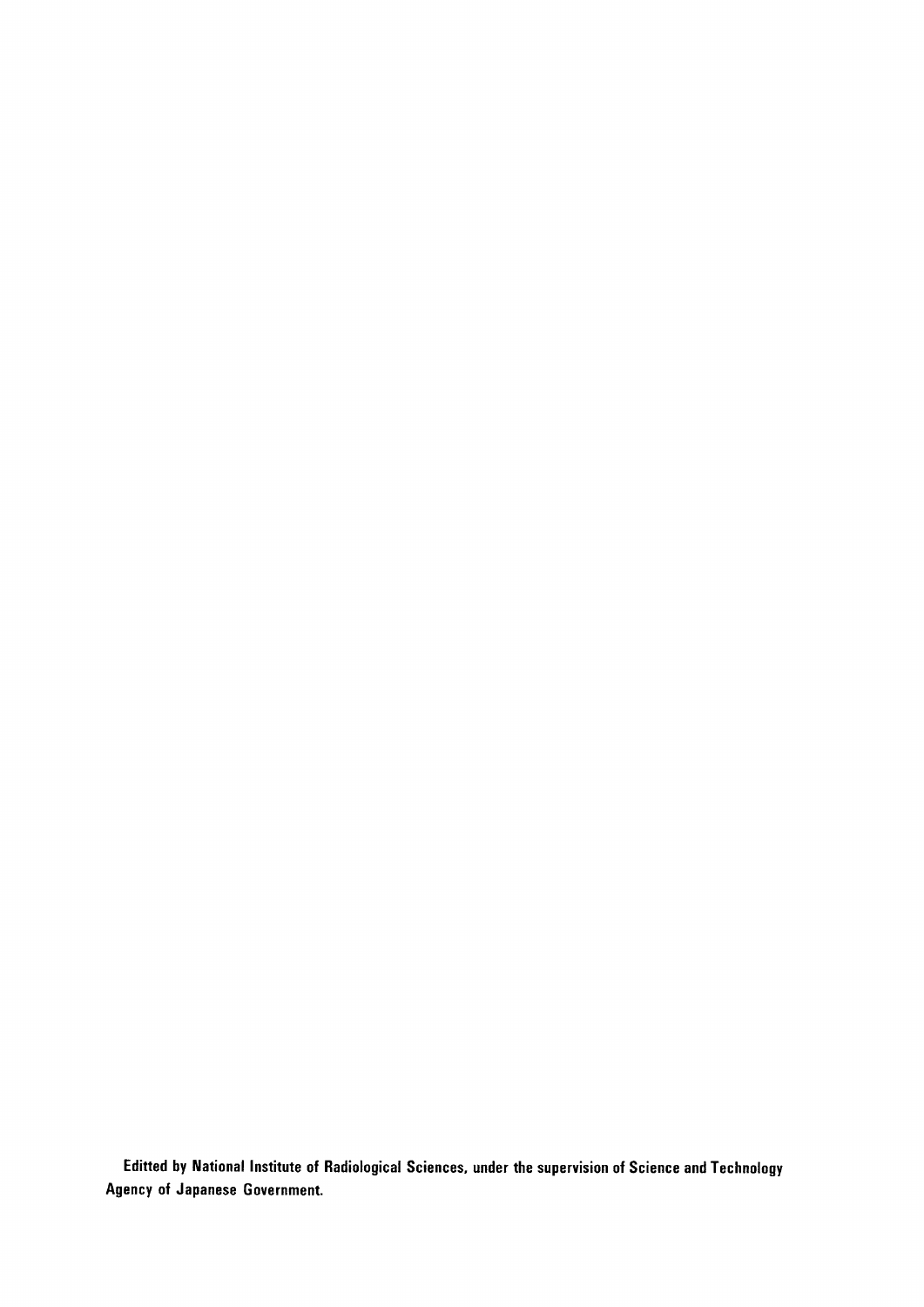Editted by National Institute of Radiological Sciences, under the supervision of Science and Technology Agency of Japanese Government.